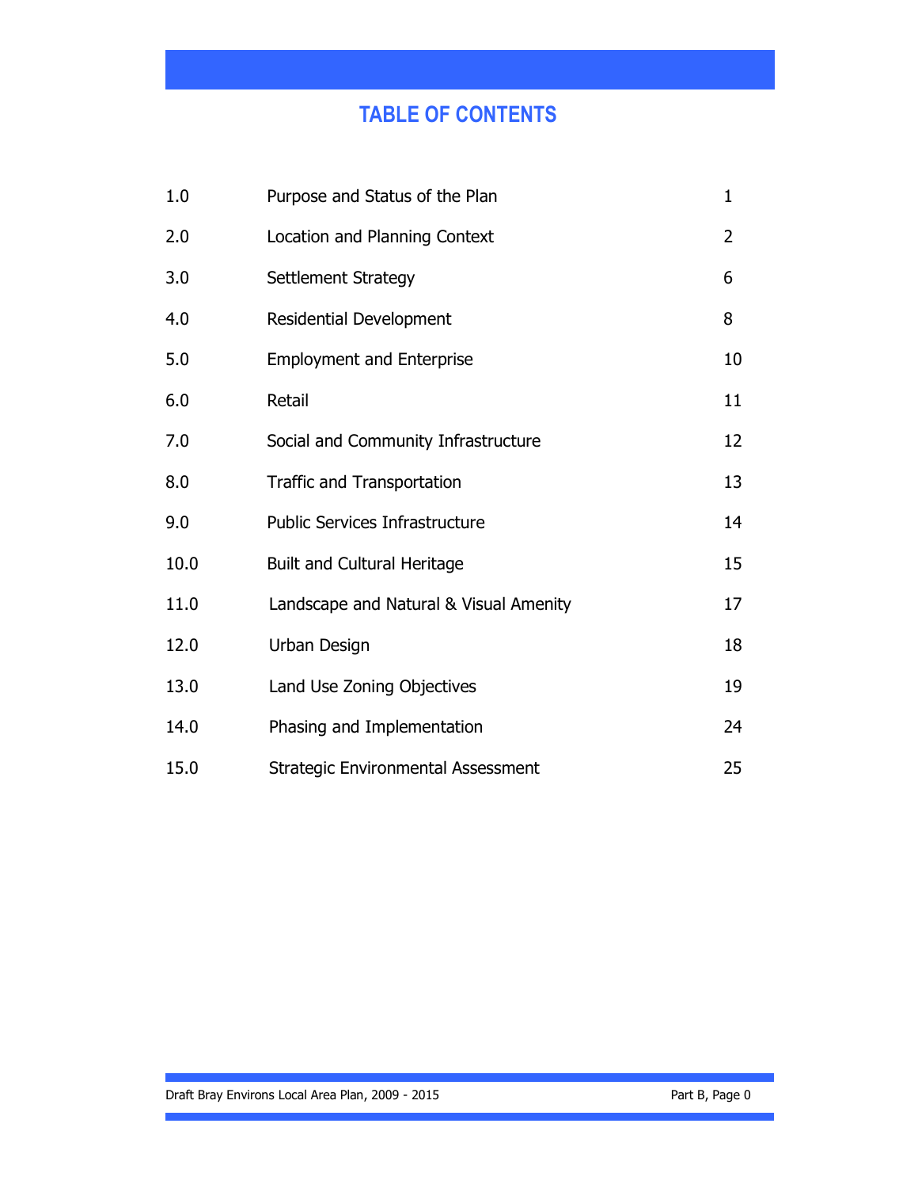# TABLE OF CONTENTS

| | | |
|---|---|---|
| 1.0 | Purpose and Status of the Plan | 1 |
| 2.0 | Location and Planning Context | 2 |
| 3.0 | Settlement Strategy | 6 |
| 4.0 | Residential Development | 8 |
| 5.0 | Employment and Enterprise | 10 |
| 6.0 | Retail | 11 |
| 7.0 | Social and Community Infrastructure | 12 |
| 8.0 | Traffic and Transportation | 13 |
| 9.0 | Public Services Infrastructure | 14 |
| 10.0 | Built and Cultural Heritage | 15 |
| 11.0 | Landscape and Natural & Visual Amenity | 17 |
| 12.0 | Urban Design | 18 |
| 13.0 | Land Use Zoning Objectives | 19 |
| 14.0 | Phasing and Implementation | 24 |
| 15.0 | Strategic Environmental Assessment | 25 |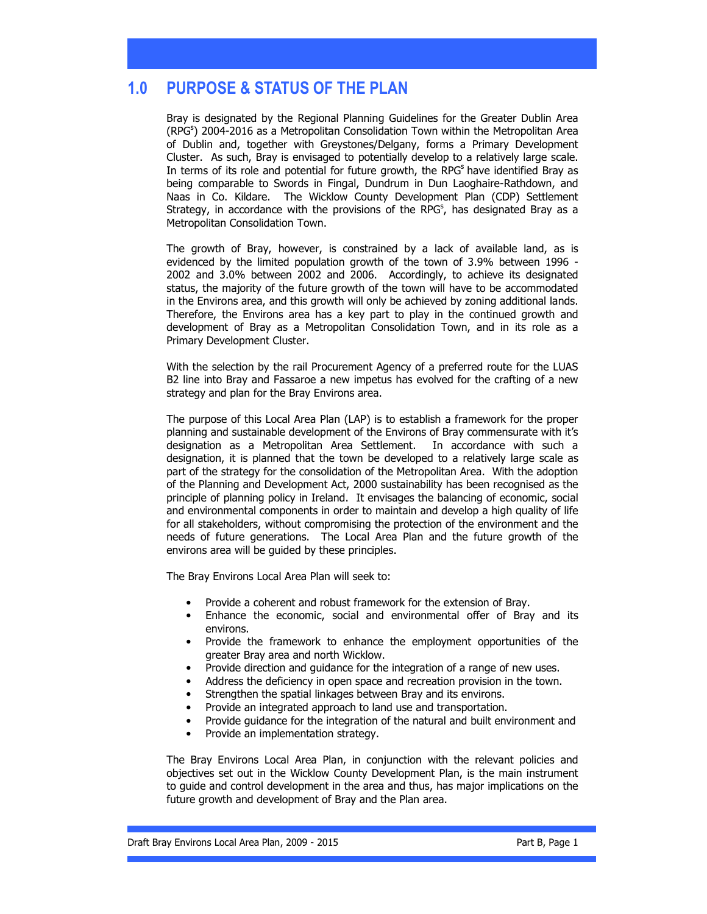# 1.0 PURPOSE & STATUS OF THE PLAN

Bray is designated by the Regional Planning Guidelines for the Greater Dublin Area (RPG$^s$) 2004-2016 as a Metropolitan Consolidation Town within the Metropolitan Area of Dublin and, together with Greystones/Delgany, forms a Primary Development Cluster. As such, Bray is envisaged to potentially develop to a relatively large scale. In terms of its role and potential for future growth, the RPG$^s$ have identified Bray as being comparable to Swords in Fingal, Dundrum in Dun Laoghaire-Rathdown, and Naas in Co. Kildare. The Wicklow County Development Plan (CDP) Settlement Strategy, in accordance with the provisions of the RPG$^s$, has designated Bray as a Metropolitan Consolidation Town.

The growth of Bray, however, is constrained by a lack of available land, as is evidenced by the limited population growth of the town of 3.9% between 1996 - 2002 and 3.0% between 2002 and 2006. Accordingly, to achieve its designated status, the majority of the future growth of the town will have to be accommodated in the Environs area, and this growth will only be achieved by zoning additional lands. Therefore, the Environs area has a key part to play in the continued growth and development of Bray as a Metropolitan Consolidation Town, and in its role as a Primary Development Cluster.

With the selection by the rail Procurement Agency of a preferred route for the LUAS B2 line into Bray and Fassaroe a new impetus has evolved for the crafting of a new strategy and plan for the Bray Environs area.

The purpose of this Local Area Plan (LAP) is to establish a framework for the proper planning and sustainable development of the Environs of Bray commensurate with it's designation as a Metropolitan Area Settlement. In accordance with such a designation, it is planned that the town be developed to a relatively large scale as part of the strategy for the consolidation of the Metropolitan Area. With the adoption of the Planning and Development Act, 2000 sustainability has been recognised as the principle of planning policy in Ireland. It envisages the balancing of economic, social and environmental components in order to maintain and develop a high quality of life for all stakeholders, without compromising the protection of the environment and the needs of future generations. The Local Area Plan and the future growth of the environs area will be guided by these principles.

The Bray Environs Local Area Plan will seek to:

- Provide a coherent and robust framework for the extension of Bray.
- Enhance the economic, social and environmental offer of Bray and its environs.
- Provide the framework to enhance the employment opportunities of the greater Bray area and north Wicklow.
- Provide direction and guidance for the integration of a range of new uses.
- Address the deficiency in open space and recreation provision in the town.
- Strengthen the spatial linkages between Bray and its environs.
- Provide an integrated approach to land use and transportation.
- Provide guidance for the integration of the natural and built environment and
- Provide an implementation strategy.

The Bray Environs Local Area Plan, in conjunction with the relevant policies and objectives set out in the Wicklow County Development Plan, is the main instrument to guide and control development in the area and thus, has major implications on the future growth and development of Bray and the Plan area.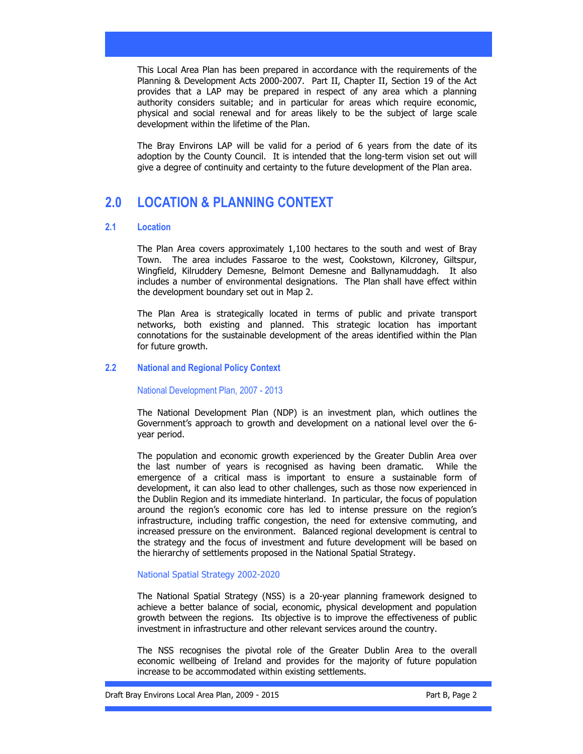This Local Area Plan has been prepared in accordance with the requirements of the Planning & Development Acts 2000-2007. Part II, Chapter II, Section 19 of the Act provides that a LAP may be prepared in respect of any area which a planning authority considers suitable; and in particular for areas which require economic, physical and social renewal and for areas likely to be the subject of large scale development within the lifetime of the Plan.

The Bray Environs LAP will be valid for a period of 6 years from the date of its adoption by the County Council. It is intended that the long-term vision set out will give a degree of continuity and certainty to the future development of the Plan area.

## 2.0 LOCATION & PLANNING CONTEXT

### 2.1 Location

The Plan Area covers approximately 1,100 hectares to the south and west of Bray Town. The area includes Fassaroe to the west, Cookstown, Kilcroney, Giltspur, Wingfield, Kilruddery Demesne, Belmont Demesne and Ballynamuddagh. It also includes a number of environmental designations. The Plan shall have effect within the development boundary set out in Map 2.

The Plan Area is strategically located in terms of public and private transport networks, both existing and planned. This strategic location has important connotations for the sustainable development of the areas identified within the Plan for future growth.

### 2.2 National and Regional Policy Context

#### National Development Plan, 2007 - 2013

The National Development Plan (NDP) is an investment plan, which outlines the Government's approach to growth and development on a national level over the 6-year period.

The population and economic growth experienced by the Greater Dublin Area over the last number of years is recognised as having been dramatic. While the emergence of a critical mass is important to ensure a sustainable form of development, it can also lead to other challenges, such as those now experienced in the Dublin Region and its immediate hinterland. In particular, the focus of population around the region's economic core has led to intense pressure on the region's infrastructure, including traffic congestion, the need for extensive commuting, and increased pressure on the environment. Balanced regional development is central to the strategy and the focus of investment and future development will be based on the hierarchy of settlements proposed in the National Spatial Strategy.

#### National Spatial Strategy 2002-2020

The National Spatial Strategy (NSS) is a 20-year planning framework designed to achieve a better balance of social, economic, physical development and population growth between the regions. Its objective is to improve the effectiveness of public investment in infrastructure and other relevant services around the country.

The NSS recognises the pivotal role of the Greater Dublin Area to the overall economic wellbeing of Ireland and provides for the majority of future population increase to be accommodated within existing settlements.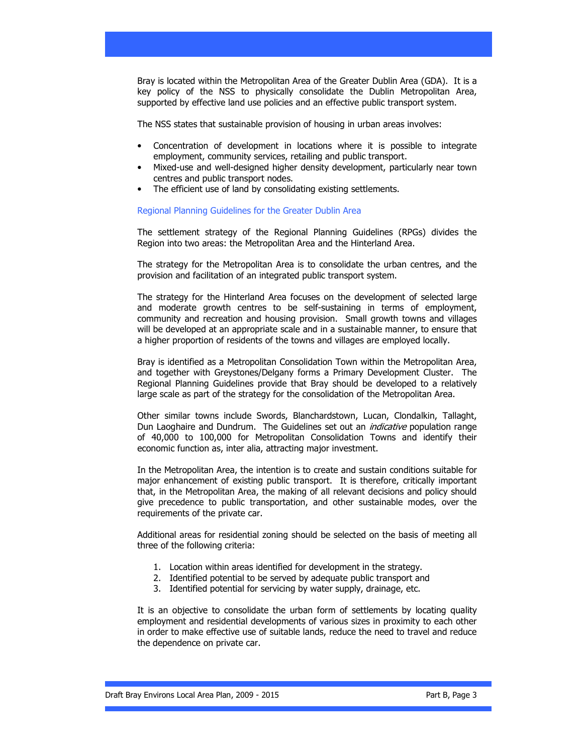Bray is located within the Metropolitan Area of the Greater Dublin Area (GDA). It is a key policy of the NSS to physically consolidate the Dublin Metropolitan Area, supported by effective land use policies and an effective public transport system.

The NSS states that sustainable provision of housing in urban areas involves:

- Concentration of development in locations where it is possible to integrate employment, community services, retailing and public transport.
- Mixed-use and well-designed higher density development, particularly near town centres and public transport nodes.
- The efficient use of land by consolidating existing settlements.

### Regional Planning Guidelines for the Greater Dublin Area

The settlement strategy of the Regional Planning Guidelines (RPGs) divides the Region into two areas: the Metropolitan Area and the Hinterland Area.

The strategy for the Metropolitan Area is to consolidate the urban centres, and the provision and facilitation of an integrated public transport system.

The strategy for the Hinterland Area focuses on the development of selected large and moderate growth centres to be self-sustaining in terms of employment, community and recreation and housing provision. Small growth towns and villages will be developed at an appropriate scale and in a sustainable manner, to ensure that a higher proportion of residents of the towns and villages are employed locally.

Bray is identified as a Metropolitan Consolidation Town within the Metropolitan Area, and together with Greystones/Delgany forms a Primary Development Cluster. The Regional Planning Guidelines provide that Bray should be developed to a relatively large scale as part of the strategy for the consolidation of the Metropolitan Area.

Other similar towns include Swords, Blanchardstown, Lucan, Clondalkin, Tallaght, Dun Laoghaire and Dundrum. The Guidelines set out an *indicative* population range of 40,000 to 100,000 for Metropolitan Consolidation Towns and identify their economic function as, inter alia, attracting major investment.

In the Metropolitan Area, the intention is to create and sustain conditions suitable for major enhancement of existing public transport. It is therefore, critically important that, in the Metropolitan Area, the making of all relevant decisions and policy should give precedence to public transportation, and other sustainable modes, over the requirements of the private car.

Additional areas for residential zoning should be selected on the basis of meeting all three of the following criteria:

1. Location within areas identified for development in the strategy.
2. Identified potential to be served by adequate public transport and
3. Identified potential for servicing by water supply, drainage, etc.

It is an objective to consolidate the urban form of settlements by locating quality employment and residential developments of various sizes in proximity to each other in order to make effective use of suitable lands, reduce the need to travel and reduce the dependence on private car.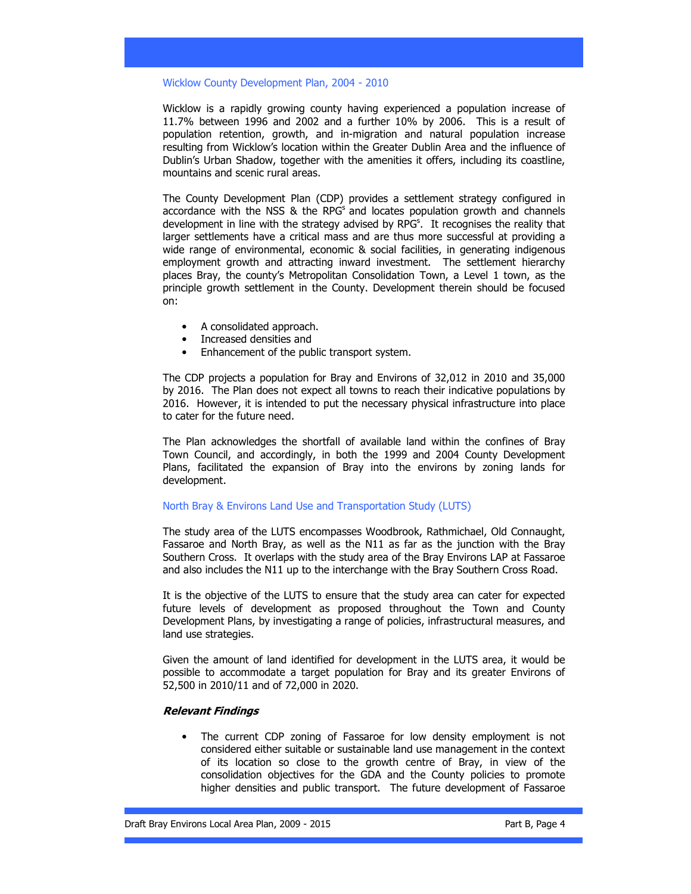### Wicklow County Development Plan, 2004 - 2010

Wicklow is a rapidly growing county having experienced a population increase of 11.7% between 1996 and 2002 and a further 10% by 2006. This is a result of population retention, growth, and in-migration and natural population increase resulting from Wicklow's location within the Greater Dublin Area and the influence of Dublin's Urban Shadow, together with the amenities it offers, including its coastline, mountains and scenic rural areas.

The County Development Plan (CDP) provides a settlement strategy configured in accordance with the NSS & the RPG[s] and locates population growth and channels development in line with the strategy advised by RPG[s]. It recognises the reality that larger settlements have a critical mass and are thus more successful at providing a wide range of environmental, economic & social facilities, in generating indigenous employment growth and attracting inward investment. The settlement hierarchy places Bray, the county's Metropolitan Consolidation Town, a Level 1 town, as the principle growth settlement in the County. Development therein should be focused on:

- A consolidated approach.
- Increased densities and
- Enhancement of the public transport system.

The CDP projects a population for Bray and Environs of 32,012 in 2010 and 35,000 by 2016. The Plan does not expect all towns to reach their indicative populations by 2016. However, it is intended to put the necessary physical infrastructure into place to cater for the future need.

The Plan acknowledges the shortfall of available land within the confines of Bray Town Council, and accordingly, in both the 1999 and 2004 County Development Plans, facilitated the expansion of Bray into the environs by zoning lands for development.

### North Bray & Environs Land Use and Transportation Study (LUTS)

The study area of the LUTS encompasses Woodbrook, Rathmichael, Old Connaught, Fassaroe and North Bray, as well as the N11 as far as the junction with the Bray Southern Cross. It overlaps with the study area of the Bray Environs LAP at Fassaroe and also includes the N11 up to the interchange with the Bray Southern Cross Road.

It is the objective of the LUTS to ensure that the study area can cater for expected future levels of development as proposed throughout the Town and County Development Plans, by investigating a range of policies, infrastructural measures, and land use strategies.

Given the amount of land identified for development in the LUTS area, it would be possible to accommodate a target population for Bray and its greater Environs of 52,500 in 2010/11 and of 72,000 in 2020.

***Relevant Findings***

- The current CDP zoning of Fassaroe for low density employment is not considered either suitable or sustainable land use management in the context of its location so close to the growth centre of Bray, in view of the consolidation objectives for the GDA and the County policies to promote higher densities and public transport. The future development of Fassaroe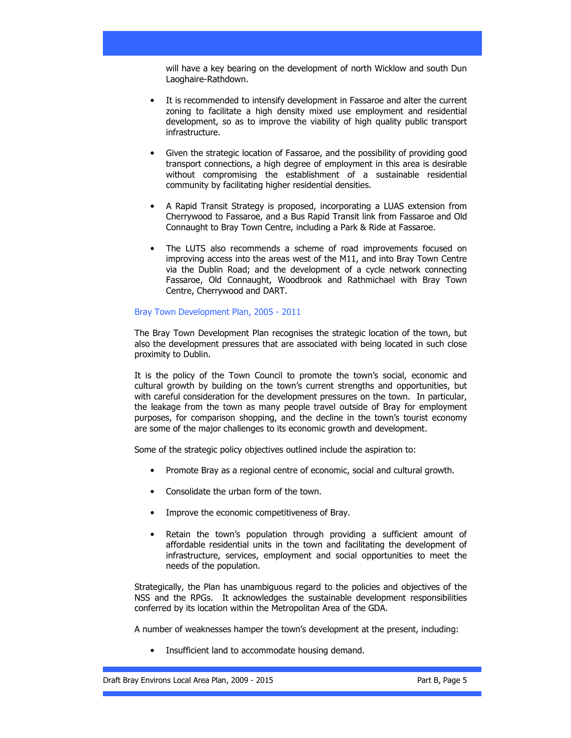will have a key bearing on the development of north Wicklow and south Dun Laoghaire-Rathdown.

- It is recommended to intensify development in Fassaroe and alter the current zoning to facilitate a high density mixed use employment and residential development, so as to improve the viability of high quality public transport infrastructure.

- Given the strategic location of Fassaroe, and the possibility of providing good transport connections, a high degree of employment in this area is desirable without compromising the establishment of a sustainable residential community by facilitating higher residential densities.

- A Rapid Transit Strategy is proposed, incorporating a LUAS extension from Cherrywood to Fassaroe, and a Bus Rapid Transit link from Fassaroe and Old Connaught to Bray Town Centre, including a Park & Ride at Fassaroe.

- The LUTS also recommends a scheme of road improvements focused on improving access into the areas west of the M11, and into Bray Town Centre via the Dublin Road; and the development of a cycle network connecting Fassaroe, Old Connaught, Woodbrook and Rathmichael with Bray Town Centre, Cherrywood and DART.

### Bray Town Development Plan, 2005 - 2011

The Bray Town Development Plan recognises the strategic location of the town, but also the development pressures that are associated with being located in such close proximity to Dublin.

It is the policy of the Town Council to promote the town's social, economic and cultural growth by building on the town's current strengths and opportunities, but with careful consideration for the development pressures on the town. In particular, the leakage from the town as many people travel outside of Bray for employment purposes, for comparison shopping, and the decline in the town's tourist economy are some of the major challenges to its economic growth and development.

Some of the strategic policy objectives outlined include the aspiration to:

- Promote Bray as a regional centre of economic, social and cultural growth.

- Consolidate the urban form of the town.

- Improve the economic competitiveness of Bray.

- Retain the town's population through providing a sufficient amount of affordable residential units in the town and facilitating the development of infrastructure, services, employment and social opportunities to meet the needs of the population.

Strategically, the Plan has unambiguous regard to the policies and objectives of the NSS and the RPGs. It acknowledges the sustainable development responsibilities conferred by its location within the Metropolitan Area of the GDA.

A number of weaknesses hamper the town's development at the present, including:

- Insufficient land to accommodate housing demand.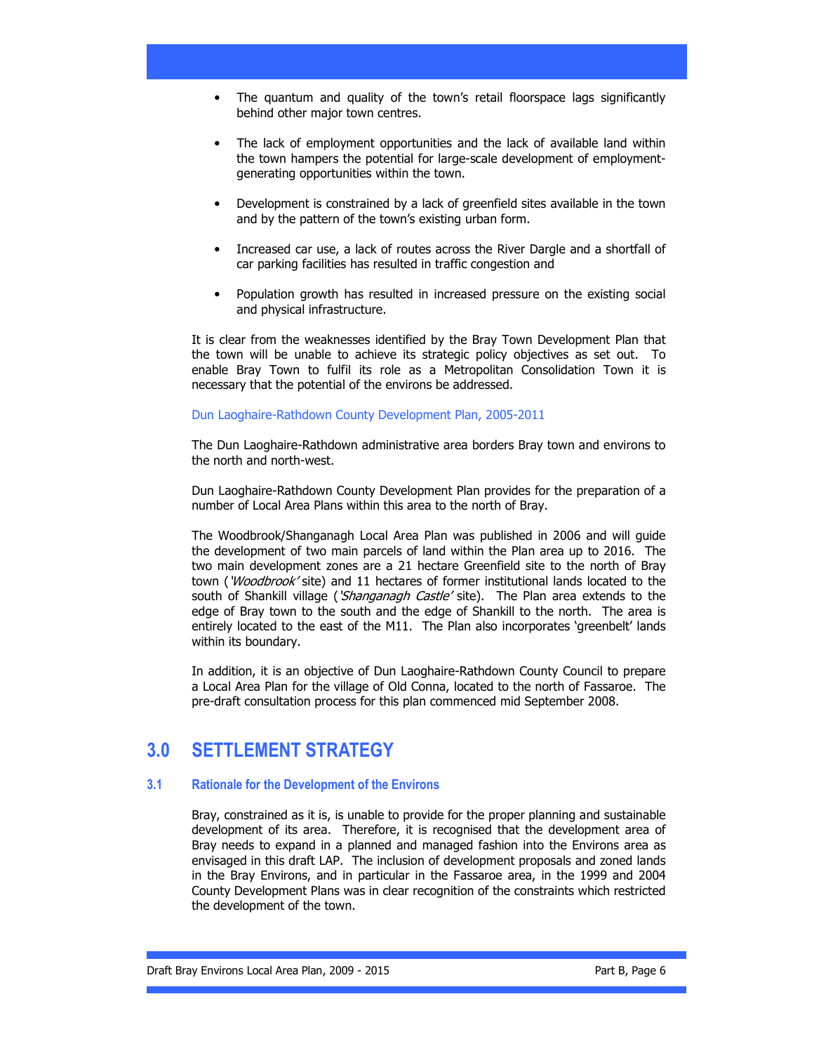- The quantum and quality of the town's retail floorspace lags significantly behind other major town centres.

- The lack of employment opportunities and the lack of available land within the town hampers the potential for large-scale development of employment-generating opportunities within the town.

- Development is constrained by a lack of greenfield sites available in the town and by the pattern of the town's existing urban form.

- Increased car use, a lack of routes across the River Dargle and a shortfall of car parking facilities has resulted in traffic congestion and

- Population growth has resulted in increased pressure on the existing social and physical infrastructure.

It is clear from the weaknesses identified by the Bray Town Development Plan that the town will be unable to achieve its strategic policy objectives as set out. To enable Bray Town to fulfil its role as a Metropolitan Consolidation Town it is necessary that the potential of the environs be addressed.

Dun Laoghaire-Rathdown County Development Plan, 2005-2011

The Dun Laoghaire-Rathdown administrative area borders Bray town and environs to the north and north-west.

Dun Laoghaire-Rathdown County Development Plan provides for the preparation of a number of Local Area Plans within this area to the north of Bray.

The Woodbrook/Shanganagh Local Area Plan was published in 2006 and will guide the development of two main parcels of land within the Plan area up to 2016. The two main development zones are a 21 hectare Greenfield site to the north of Bray town (*'Woodbrook'* site) and 11 hectares of former institutional lands located to the south of Shankill village (*'Shanganagh Castle'* site). The Plan area extends to the edge of Bray town to the south and the edge of Shankill to the north. The area is entirely located to the east of the M11. The Plan also incorporates 'greenbelt' lands within its boundary.

In addition, it is an objective of Dun Laoghaire-Rathdown County Council to prepare a Local Area Plan for the village of Old Conna, located to the north of Fassaroe. The pre-draft consultation process for this plan commenced mid September 2008.

# 3.0 SETTLEMENT STRATEGY

### 3.1 Rationale for the Development of the Environs

Bray, constrained as it is, is unable to provide for the proper planning and sustainable development of its area. Therefore, it is recognised that the development area of Bray needs to expand in a planned and managed fashion into the Environs area as envisaged in this draft LAP. The inclusion of development proposals and zoned lands in the Bray Environs, and in particular in the Fassaroe area, in the 1999 and 2004 County Development Plans was in clear recognition of the constraints which restricted the development of the town.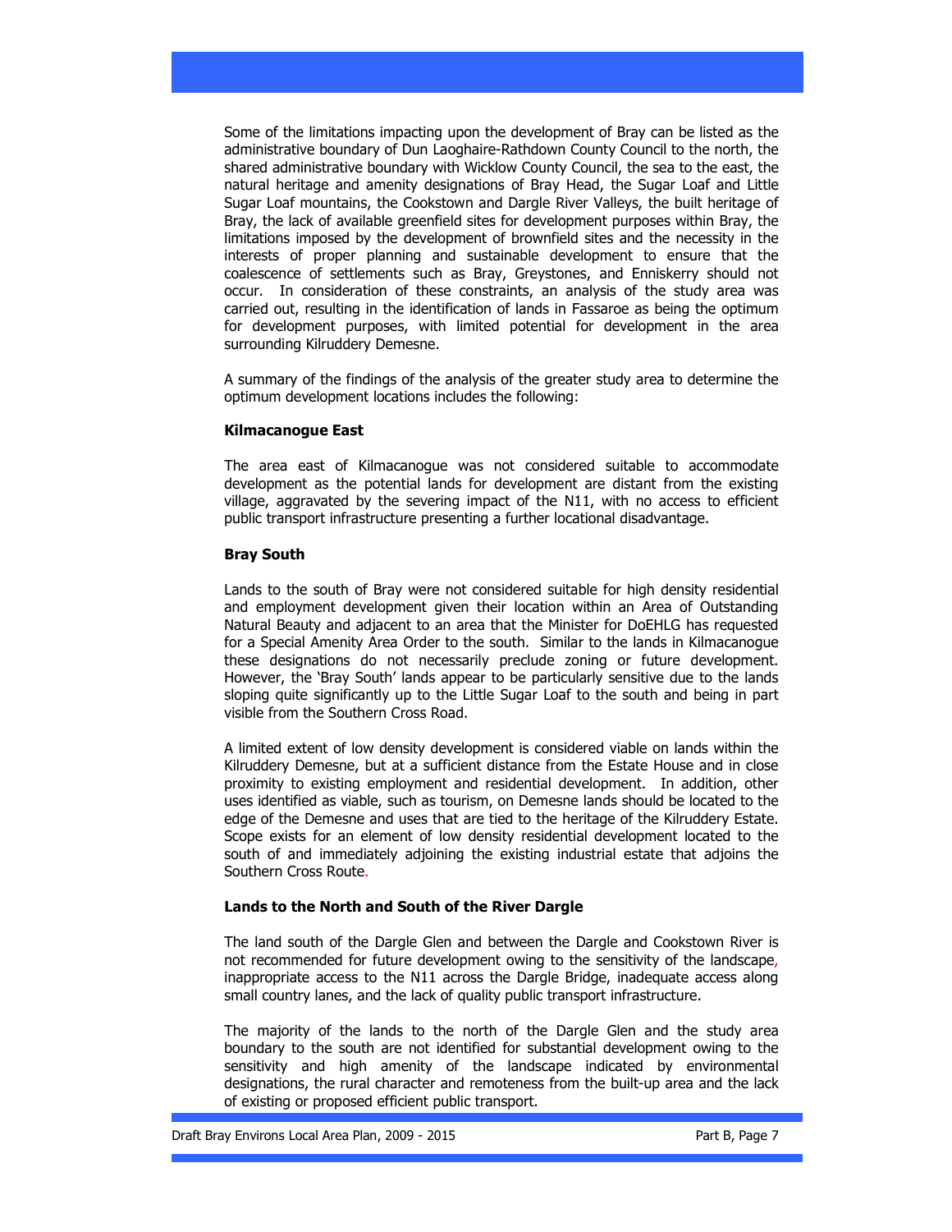Some of the limitations impacting upon the development of Bray can be listed as the administrative boundary of Dun Laoghaire-Rathdown County Council to the north, the shared administrative boundary with Wicklow County Council, the sea to the east, the natural heritage and amenity designations of Bray Head, the Sugar Loaf and Little Sugar Loaf mountains, the Cookstown and Dargle River Valleys, the built heritage of Bray, the lack of available greenfield sites for development purposes within Bray, the limitations imposed by the development of brownfield sites and the necessity in the interests of proper planning and sustainable development to ensure that the coalescence of settlements such as Bray, Greystones, and Enniskerry should not occur. In consideration of these constraints, an analysis of the study area was carried out, resulting in the identification of lands in Fassaroe as being the optimum for development purposes, with limited potential for development in the area surrounding Kilruddery Demesne.

A summary of the findings of the analysis of the greater study area to determine the optimum development locations includes the following:

**Kilmacanogue East**

The area east of Kilmacanogue was not considered suitable to accommodate development as the potential lands for development are distant from the existing village, aggravated by the severing impact of the N11, with no access to efficient public transport infrastructure presenting a further locational disadvantage.

**Bray South**

Lands to the south of Bray were not considered suitable for high density residential and employment development given their location within an Area of Outstanding Natural Beauty and adjacent to an area that the Minister for DoEHLG has requested for a Special Amenity Area Order to the south. Similar to the lands in Kilmacanogue these designations do not necessarily preclude zoning or future development. However, the 'Bray South' lands appear to be particularly sensitive due to the lands sloping quite significantly up to the Little Sugar Loaf to the south and being in part visible from the Southern Cross Road.

A limited extent of low density development is considered viable on lands within the Kilruddery Demesne, but at a sufficient distance from the Estate House and in close proximity to existing employment and residential development. In addition, other uses identified as viable, such as tourism, on Demesne lands should be located to the edge of the Demesne and uses that are tied to the heritage of the Kilruddery Estate. Scope exists for an element of low density residential development located to the south of and immediately adjoining the existing industrial estate that adjoins the Southern Cross Route.

**Lands to the North and South of the River Dargle**

The land south of the Dargle Glen and between the Dargle and Cookstown River is not recommended for future development owing to the sensitivity of the landscape, inappropriate access to the N11 across the Dargle Bridge, inadequate access along small country lanes, and the lack of quality public transport infrastructure.

The majority of the lands to the north of the Dargle Glen and the study area boundary to the south are not identified for substantial development owing to the sensitivity and high amenity of the landscape indicated by environmental designations, the rural character and remoteness from the built-up area and the lack of existing or proposed efficient public transport.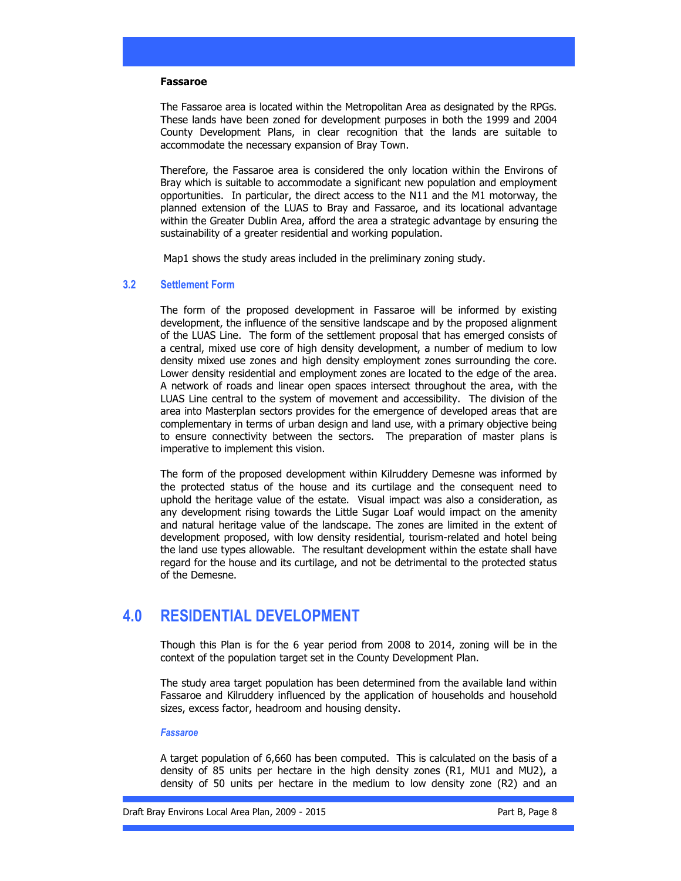**Fassaroe**

The Fassaroe area is located within the Metropolitan Area as designated by the RPGs. These lands have been zoned for development purposes in both the 1999 and 2004 County Development Plans, in clear recognition that the lands are suitable to accommodate the necessary expansion of Bray Town.

Therefore, the Fassaroe area is considered the only location within the Environs of Bray which is suitable to accommodate a significant new population and employment opportunities. In particular, the direct access to the N11 and the M1 motorway, the planned extension of the LUAS to Bray and Fassaroe, and its locational advantage within the Greater Dublin Area, afford the area a strategic advantage by ensuring the sustainability of a greater residential and working population.

Map1 shows the study areas included in the preliminary zoning study.

### 3.2 Settlement Form

The form of the proposed development in Fassaroe will be informed by existing development, the influence of the sensitive landscape and by the proposed alignment of the LUAS Line. The form of the settlement proposal that has emerged consists of a central, mixed use core of high density development, a number of medium to low density mixed use zones and high density employment zones surrounding the core. Lower density residential and employment zones are located to the edge of the area. A network of roads and linear open spaces intersect throughout the area, with the LUAS Line central to the system of movement and accessibility. The division of the area into Masterplan sectors provides for the emergence of developed areas that are complementary in terms of urban design and land use, with a primary objective being to ensure connectivity between the sectors. The preparation of master plans is imperative to implement this vision.

The form of the proposed development within Kilruddery Demesne was informed by the protected status of the house and its curtilage and the consequent need to uphold the heritage value of the estate. Visual impact was also a consideration, as any development rising towards the Little Sugar Loaf would impact on the amenity and natural heritage value of the landscape. The zones are limited in the extent of development proposed, with low density residential, tourism-related and hotel being the land use types allowable. The resultant development within the estate shall have regard for the house and its curtilage, and not be detrimental to the protected status of the Demesne.

## 4.0 RESIDENTIAL DEVELOPMENT

Though this Plan is for the 6 year period from 2008 to 2014, zoning will be in the context of the population target set in the County Development Plan.

The study area target population has been determined from the available land within Fassaroe and Kilruddery influenced by the application of households and household sizes, excess factor, headroom and housing density.

***Fassaroe***

A target population of 6,660 has been computed. This is calculated on the basis of a density of 85 units per hectare in the high density zones (R1, MU1 and MU2), a density of 50 units per hectare in the medium to low density zone (R2) and an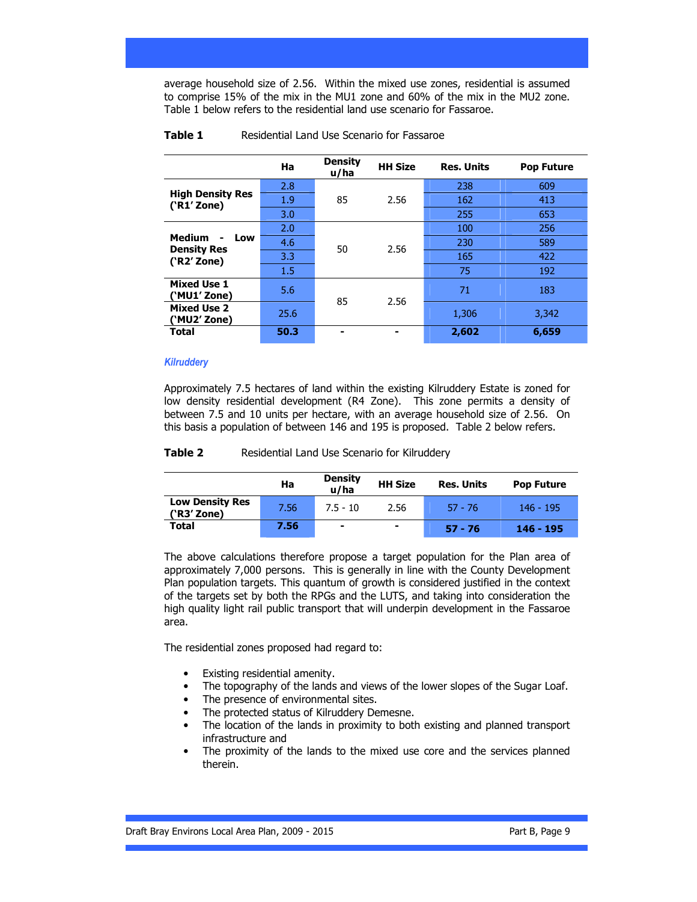average household size of 2.56. Within the mixed use zones, residential is assumed to comprise 15% of the mix in the MU1 zone and 60% of the mix in the MU2 zone. Table 1 below refers to the residential land use scenario for Fassaroe.

**Table 1** Residential Land Use Scenario for Fassaroe

| | Ha | Density u/ha | HH Size | Res. Units | Pop Future |
|---|---|---|---|---|---|
| **High Density Res ('R1' Zone)** | 2.8 | 85 | 2.56 | 238 | 609 |
| | 1.9 | | | 162 | 413 |
| | 3.0 | | | 255 | 653 |
| **Medium - Low Density Res ('R2' Zone)** | 2.0 | 50 | 2.56 | 100 | 256 |
| | 4.6 | | | 230 | 589 |
| | 3.3 | | | 165 | 422 |
| | 1.5 | | | 75 | 192 |
| **Mixed Use 1 ('MU1' Zone)** | 5.6 | 85 | 2.56 | 71 | 183 |
| **Mixed Use 2 ('MU2' Zone)** | 25.6 | | | 1,306 | 3,342 |
| **Total** | **50.3** | - | - | **2,602** | **6,659** |

*Kilruddery*

Approximately 7.5 hectares of land within the existing Kilruddery Estate is zoned for low density residential development (R4 Zone). This zone permits a density of between 7.5 and 10 units per hectare, with an average household size of 2.56. On this basis a population of between 146 and 195 is proposed. Table 2 below refers.

**Table 2** Residential Land Use Scenario for Kilruddery

| | Ha | Density u/ha | HH Size | Res. Units | Pop Future |
|---|---|---|---|---|---|
| **Low Density Res ('R3' Zone)** | 7.56 | 7.5 - 10 | 2.56 | 57 - 76 | 146 - 195 |
| **Total** | **7.56** | - | - | **57 - 76** | **146 - 195** |

The above calculations therefore propose a target population for the Plan area of approximately 7,000 persons. This is generally in line with the County Development Plan population targets. This quantum of growth is considered justified in the context of the targets set by both the RPGs and the LUTS, and taking into consideration the high quality light rail public transport that will underpin development in the Fassaroe area.

The residential zones proposed had regard to:

- Existing residential amenity.
- The topography of the lands and views of the lower slopes of the Sugar Loaf.
- The presence of environmental sites.
- The protected status of Kilruddery Demesne.
- The location of the lands in proximity to both existing and planned transport infrastructure and
- The proximity of the lands to the mixed use core and the services planned therein.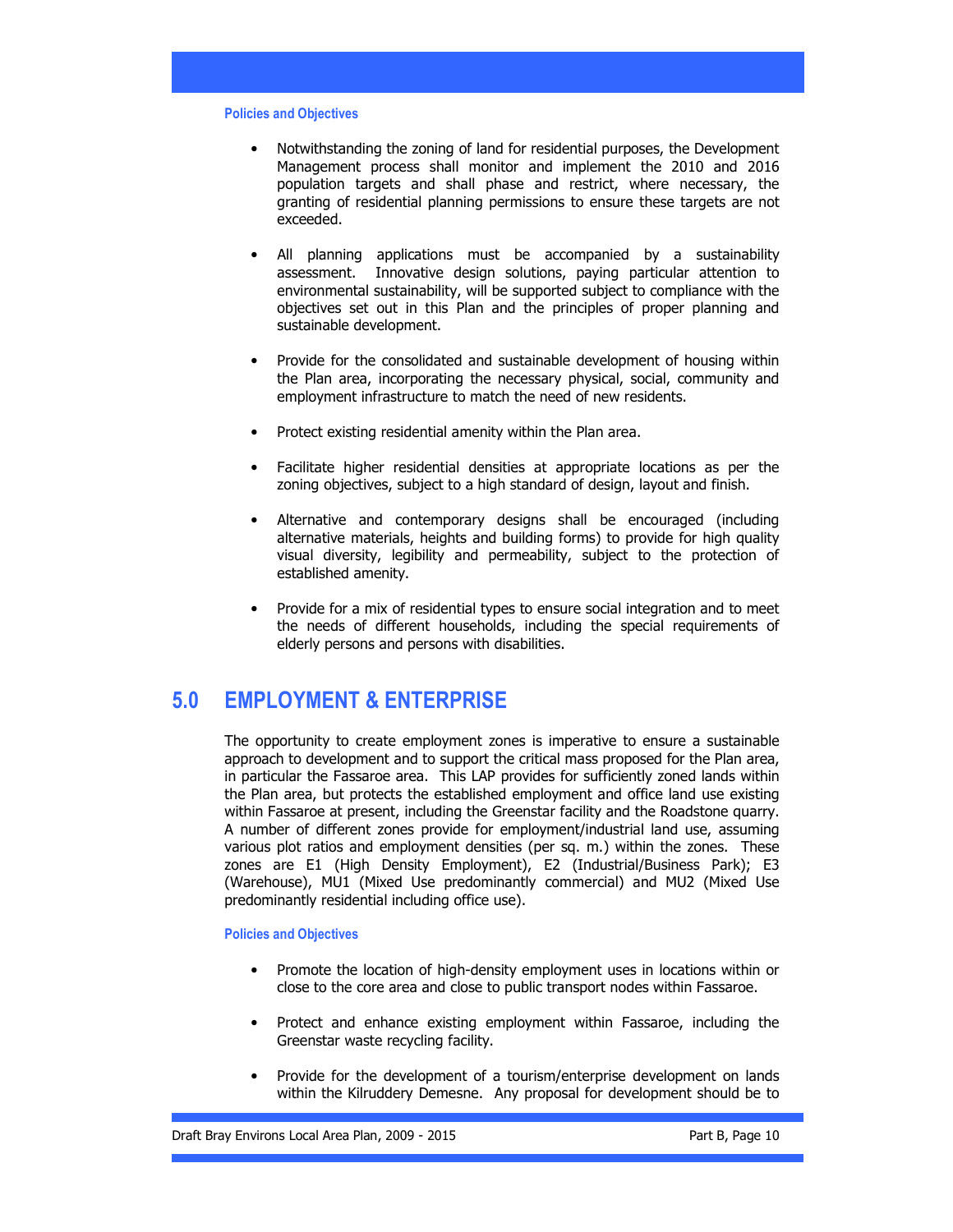#### Policies and Objectives

- Notwithstanding the zoning of land for residential purposes, the Development Management process shall monitor and implement the 2010 and 2016 population targets and shall phase and restrict, where necessary, the granting of residential planning permissions to ensure these targets are not exceeded.

- All planning applications must be accompanied by a sustainability assessment. Innovative design solutions, paying particular attention to environmental sustainability, will be supported subject to compliance with the objectives set out in this Plan and the principles of proper planning and sustainable development.

- Provide for the consolidated and sustainable development of housing within the Plan area, incorporating the necessary physical, social, community and employment infrastructure to match the need of new residents.

- Protect existing residential amenity within the Plan area.

- Facilitate higher residential densities at appropriate locations as per the zoning objectives, subject to a high standard of design, layout and finish.

- Alternative and contemporary designs shall be encouraged (including alternative materials, heights and building forms) to provide for high quality visual diversity, legibility and permeability, subject to the protection of established amenity.

- Provide for a mix of residential types to ensure social integration and to meet the needs of different households, including the special requirements of elderly persons and persons with disabilities.

## 5.0 EMPLOYMENT & ENTERPRISE

The opportunity to create employment zones is imperative to ensure a sustainable approach to development and to support the critical mass proposed for the Plan area, in particular the Fassaroe area. This LAP provides for sufficiently zoned lands within the Plan area, but protects the established employment and office land use existing within Fassaroe at present, including the Greenstar facility and the Roadstone quarry. A number of different zones provide for employment/industrial land use, assuming various plot ratios and employment densities (per sq. m.) within the zones. These zones are E1 (High Density Employment), E2 (Industrial/Business Park); E3 (Warehouse), MU1 (Mixed Use predominantly commercial) and MU2 (Mixed Use predominantly residential including office use).

#### Policies and Objectives

- Promote the location of high-density employment uses in locations within or close to the core area and close to public transport nodes within Fassaroe.

- Protect and enhance existing employment within Fassaroe, including the Greenstar waste recycling facility.

- Provide for the development of a tourism/enterprise development on lands within the Kilruddery Demesne. Any proposal for development should be to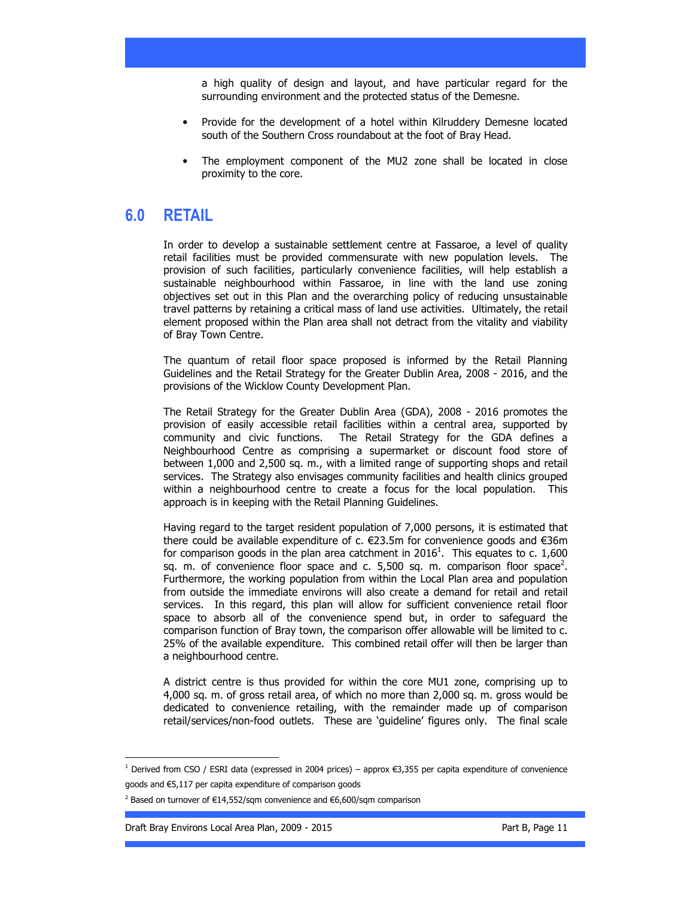a high quality of design and layout, and have particular regard for the surrounding environment and the protected status of the Demesne.

- Provide for the development of a hotel within Kilruddery Demesne located south of the Southern Cross roundabout at the foot of Bray Head.

- The employment component of the MU2 zone shall be located in close proximity to the core.

# 6.0 RETAIL

In order to develop a sustainable settlement centre at Fassaroe, a level of quality retail facilities must be provided commensurate with new population levels. The provision of such facilities, particularly convenience facilities, will help establish a sustainable neighbourhood within Fassaroe, in line with the land use zoning objectives set out in this Plan and the overarching policy of reducing unsustainable travel patterns by retaining a critical mass of land use activities. Ultimately, the retail element proposed within the Plan area shall not detract from the vitality and viability of Bray Town Centre.

The quantum of retail floor space proposed is informed by the Retail Planning Guidelines and the Retail Strategy for the Greater Dublin Area, 2008 - 2016, and the provisions of the Wicklow County Development Plan.

The Retail Strategy for the Greater Dublin Area (GDA), 2008 - 2016 promotes the provision of easily accessible retail facilities within a central area, supported by community and civic functions. The Retail Strategy for the GDA defines a Neighbourhood Centre as comprising a supermarket or discount food store of between 1,000 and 2,500 sq. m., with a limited range of supporting shops and retail services. The Strategy also envisages community facilities and health clinics grouped within a neighbourhood centre to create a focus for the local population. This approach is in keeping with the Retail Planning Guidelines.

Having regard to the target resident population of 7,000 persons, it is estimated that there could be available expenditure of c. €23.5m for convenience goods and €36m for comparison goods in the plan area catchment in 2016[1]. This equates to c. 1,600 sq. m. of convenience floor space and c. 5,500 sq. m. comparison floor space[2]. Furthermore, the working population from within the Local Plan area and population from outside the immediate environs will also create a demand for retail and retail services. In this regard, this plan will allow for sufficient convenience retail floor space to absorb all of the convenience spend but, in order to safeguard the comparison function of Bray town, the comparison offer allowable will be limited to c. 25% of the available expenditure. This combined retail offer will then be larger than a neighbourhood centre.

A district centre is thus provided for within the core MU1 zone, comprising up to 4,000 sq. m. of gross retail area, of which no more than 2,000 sq. m. gross would be dedicated to convenience retailing, with the remainder made up of comparison retail/services/non-food outlets. These are 'guideline' figures only. The final scale

[1] Derived from CSO / ESRI data (expressed in 2004 prices) – approx €3,355 per capita expenditure of convenience goods and €5,117 per capita expenditure of comparison goods

[2] Based on turnover of €14,552/sqm convenience and €6,600/sqm comparison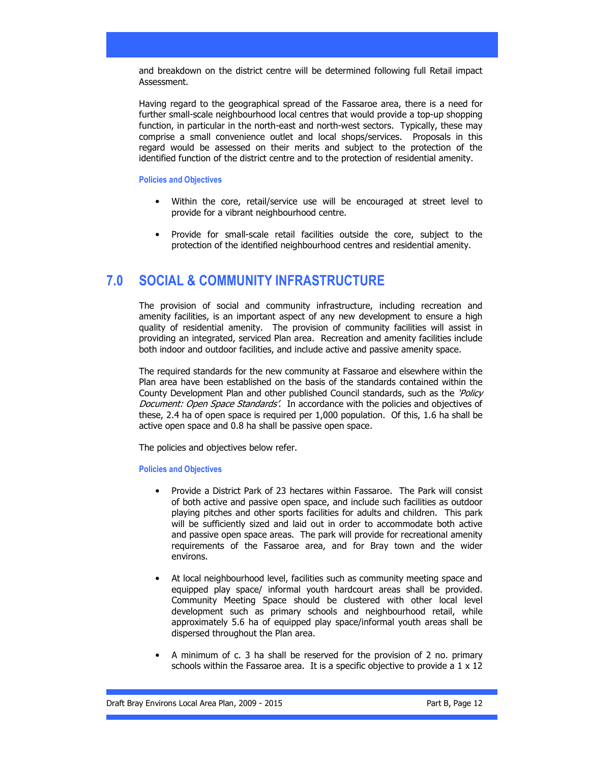and breakdown on the district centre will be determined following full Retail impact Assessment.

Having regard to the geographical spread of the Fassaroe area, there is a need for further small-scale neighbourhood local centres that would provide a top-up shopping function, in particular in the north-east and north-west sectors. Typically, these may comprise a small convenience outlet and local shops/services. Proposals in this regard would be assessed on their merits and subject to the protection of the identified function of the district centre and to the protection of residential amenity.

#### Policies and Objectives

- Within the core, retail/service use will be encouraged at street level to provide for a vibrant neighbourhood centre.
- Provide for small-scale retail facilities outside the core, subject to the protection of the identified neighbourhood centres and residential amenity.

## 7.0 SOCIAL & COMMUNITY INFRASTRUCTURE

The provision of social and community infrastructure, including recreation and amenity facilities, is an important aspect of any new development to ensure a high quality of residential amenity. The provision of community facilities will assist in providing an integrated, serviced Plan area. Recreation and amenity facilities include both indoor and outdoor facilities, and include active and passive amenity space.

The required standards for the new community at Fassaroe and elsewhere within the Plan area have been established on the basis of the standards contained within the County Development Plan and other published Council standards, such as the *'Policy Document: Open Space Standards'*. In accordance with the policies and objectives of these, 2.4 ha of open space is required per 1,000 population. Of this, 1.6 ha shall be active open space and 0.8 ha shall be passive open space.

The policies and objectives below refer.

#### Policies and Objectives

- Provide a District Park of 23 hectares within Fassaroe. The Park will consist of both active and passive open space, and include such facilities as outdoor playing pitches and other sports facilities for adults and children. This park will be sufficiently sized and laid out in order to accommodate both active and passive open space areas. The park will provide for recreational amenity requirements of the Fassaroe area, and for Bray town and the wider environs.
- At local neighbourhood level, facilities such as community meeting space and equipped play space/ informal youth hardcourt areas shall be provided. Community Meeting Space should be clustered with other local level development such as primary schools and neighbourhood retail, while approximately 5.6 ha of equipped play space/informal youth areas shall be dispersed throughout the Plan area.
- A minimum of c. 3 ha shall be reserved for the provision of 2 no. primary schools within the Fassaroe area. It is a specific objective to provide a 1 x 12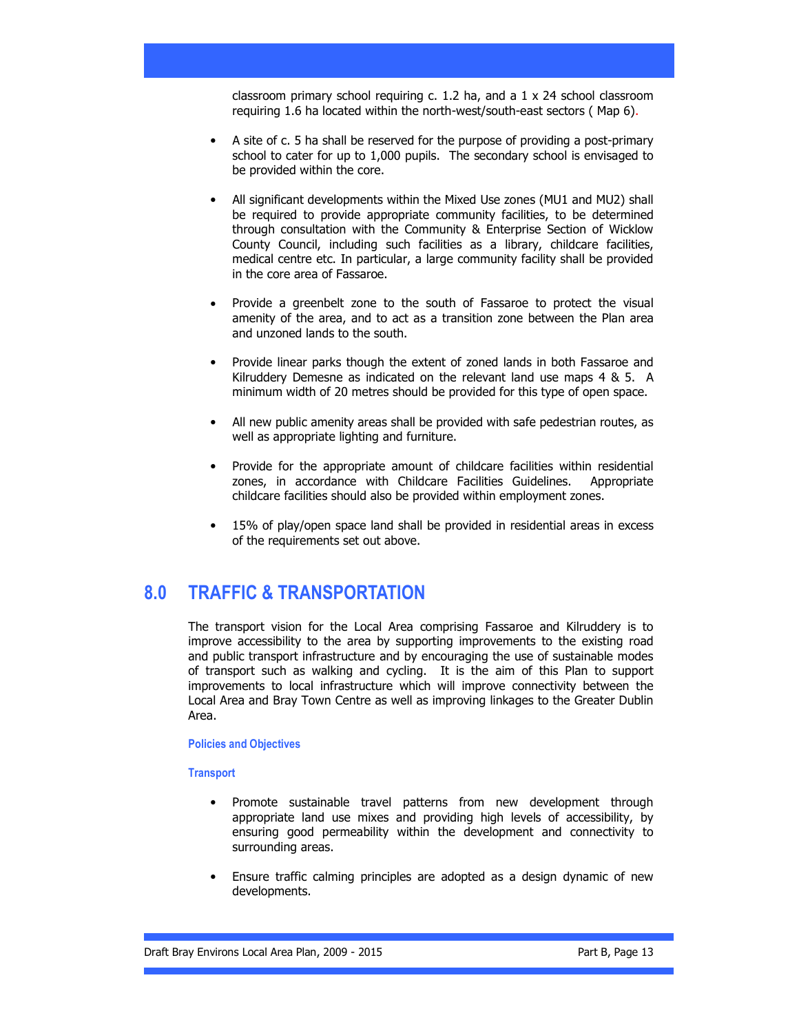classroom primary school requiring c. 1.2 ha, and a 1 x 24 school classroom requiring 1.6 ha located within the north-west/south-east sectors ( Map 6).

- A site of c. 5 ha shall be reserved for the purpose of providing a post-primary school to cater for up to 1,000 pupils. The secondary school is envisaged to be provided within the core.

- All significant developments within the Mixed Use zones (MU1 and MU2) shall be required to provide appropriate community facilities, to be determined through consultation with the Community & Enterprise Section of Wicklow County Council, including such facilities as a library, childcare facilities, medical centre etc. In particular, a large community facility shall be provided in the core area of Fassaroe.

- Provide a greenbelt zone to the south of Fassaroe to protect the visual amenity of the area, and to act as a transition zone between the Plan area and unzoned lands to the south.

- Provide linear parks though the extent of zoned lands in both Fassaroe and Kilruddery Demesne as indicated on the relevant land use maps 4 & 5. A minimum width of 20 metres should be provided for this type of open space.

- All new public amenity areas shall be provided with safe pedestrian routes, as well as appropriate lighting and furniture.

- Provide for the appropriate amount of childcare facilities within residential zones, in accordance with Childcare Facilities Guidelines. Appropriate childcare facilities should also be provided within employment zones.

- 15% of play/open space land shall be provided in residential areas in excess of the requirements set out above.

# 8.0 TRAFFIC & TRANSPORTATION

The transport vision for the Local Area comprising Fassaroe and Kilruddery is to improve accessibility to the area by supporting improvements to the existing road and public transport infrastructure and by encouraging the use of sustainable modes of transport such as walking and cycling. It is the aim of this Plan to support improvements to local infrastructure which will improve connectivity between the Local Area and Bray Town Centre as well as improving linkages to the Greater Dublin Area.

**Policies and Objectives**

**Transport**

- Promote sustainable travel patterns from new development through appropriate land use mixes and providing high levels of accessibility, by ensuring good permeability within the development and connectivity to surrounding areas.

- Ensure traffic calming principles are adopted as a design dynamic of new developments.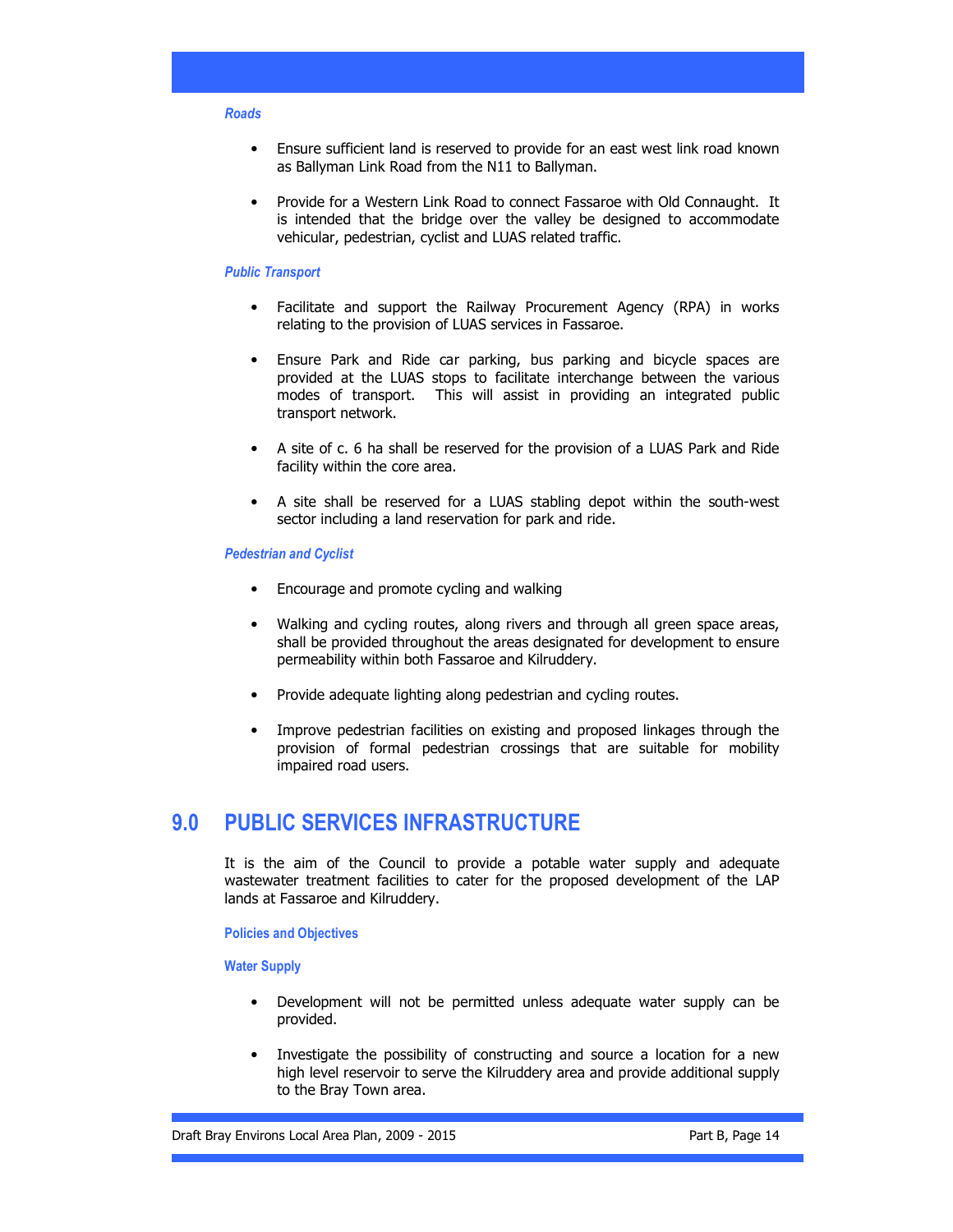*Roads*

- Ensure sufficient land is reserved to provide for an east west link road known as Ballyman Link Road from the N11 to Ballyman.

- Provide for a Western Link Road to connect Fassaroe with Old Connaught. It is intended that the bridge over the valley be designed to accommodate vehicular, pedestrian, cyclist and LUAS related traffic.

*Public Transport*

- Facilitate and support the Railway Procurement Agency (RPA) in works relating to the provision of LUAS services in Fassaroe.

- Ensure Park and Ride car parking, bus parking and bicycle spaces are provided at the LUAS stops to facilitate interchange between the various modes of transport. This will assist in providing an integrated public transport network.

- A site of c. 6 ha shall be reserved for the provision of a LUAS Park and Ride facility within the core area.

- A site shall be reserved for a LUAS stabling depot within the south-west sector including a land reservation for park and ride.

*Pedestrian and Cyclist*

- Encourage and promote cycling and walking

- Walking and cycling routes, along rivers and through all green space areas, shall be provided throughout the areas designated for development to ensure permeability within both Fassaroe and Kilruddery.

- Provide adequate lighting along pedestrian and cycling routes.

- Improve pedestrian facilities on existing and proposed linkages through the provision of formal pedestrian crossings that are suitable for mobility impaired road users.

## 9.0 PUBLIC SERVICES INFRASTRUCTURE

It is the aim of the Council to provide a potable water supply and adequate wastewater treatment facilities to cater for the proposed development of the LAP lands at Fassaroe and Kilruddery.

**Policies and Objectives**

**Water Supply**

- Development will not be permitted unless adequate water supply can be provided.

- Investigate the possibility of constructing and source a location for a new high level reservoir to serve the Kilruddery area and provide additional supply to the Bray Town area.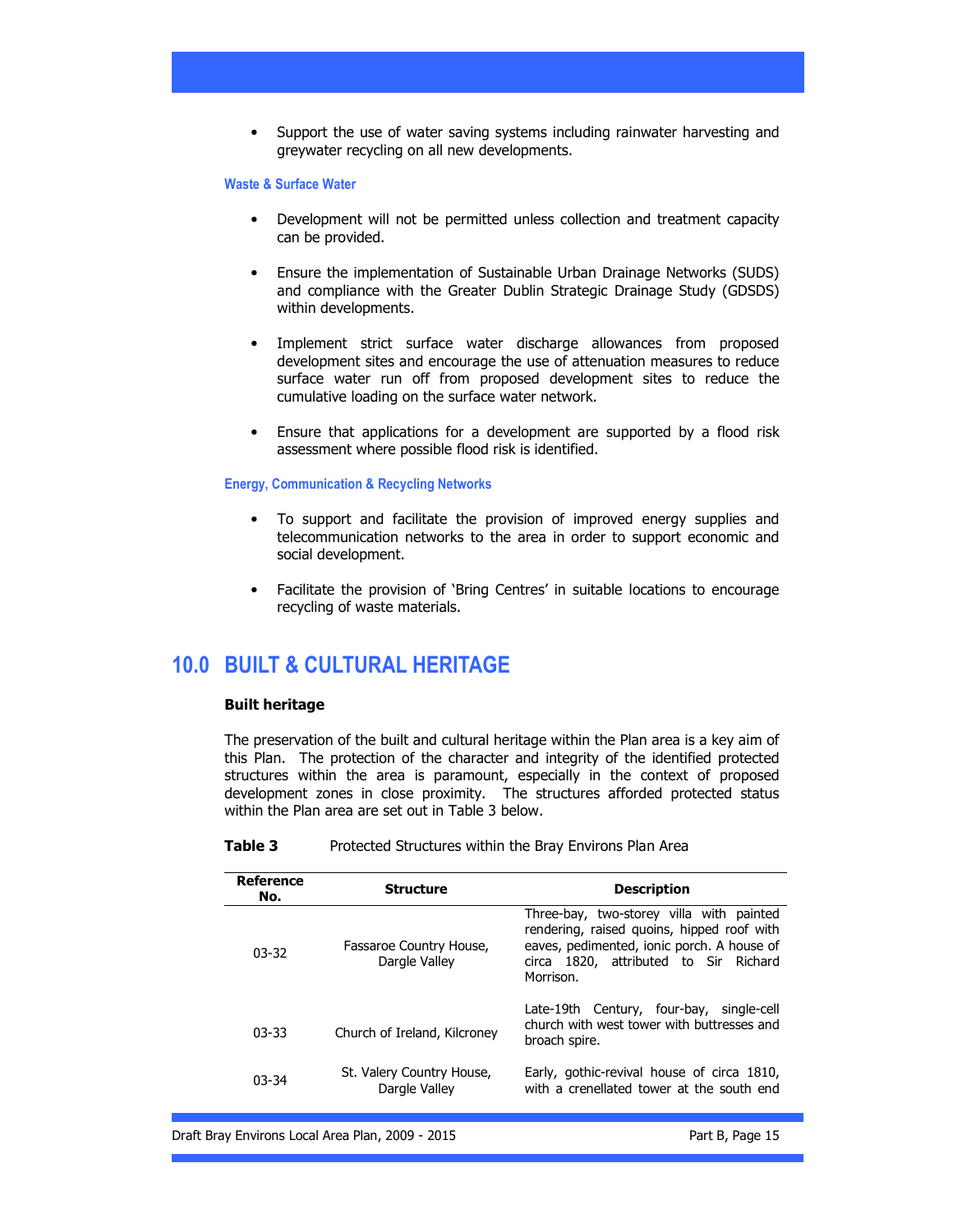- Support the use of water saving systems including rainwater harvesting and greywater recycling on all new developments.

#### Waste & Surface Water

- Development will not be permitted unless collection and treatment capacity can be provided.

- Ensure the implementation of Sustainable Urban Drainage Networks (SUDS) and compliance with the Greater Dublin Strategic Drainage Study (GDSDS) within developments.

- Implement strict surface water discharge allowances from proposed development sites and encourage the use of attenuation measures to reduce surface water run off from proposed development sites to reduce the cumulative loading on the surface water network.

- Ensure that applications for a development are supported by a flood risk assessment where possible flood risk is identified.

#### Energy, Communication & Recycling Networks

- To support and facilitate the provision of improved energy supplies and telecommunication networks to the area in order to support economic and social development.

- Facilitate the provision of 'Bring Centres' in suitable locations to encourage recycling of waste materials.

## 10.0 BUILT & CULTURAL HERITAGE

### Built heritage

The preservation of the built and cultural heritage within the Plan area is a key aim of this Plan. The protection of the character and integrity of the identified protected structures within the area is paramount, especially in the context of proposed development zones in close proximity. The structures afforded protected status within the Plan area are set out in Table 3 below.

**Table 3** Protected Structures within the Bray Environs Plan Area

| Reference No. | Structure | Description |
|---|---|---|
| 03-32 | Fassaroe Country House, Dargle Valley | Three-bay, two-storey villa with painted rendering, raised quoins, hipped roof with eaves, pedimented, ionic porch. A house of circa 1820, attributed to Sir Richard Morrison. |
| 03-33 | Church of Ireland, Kilcroney | Late-19th Century, four-bay, single-cell church with west tower with buttresses and broach spire. |
| 03-34 | St. Valery Country House, Dargle Valley | Early, gothic-revival house of circa 1810, with a crenellated tower at the south end |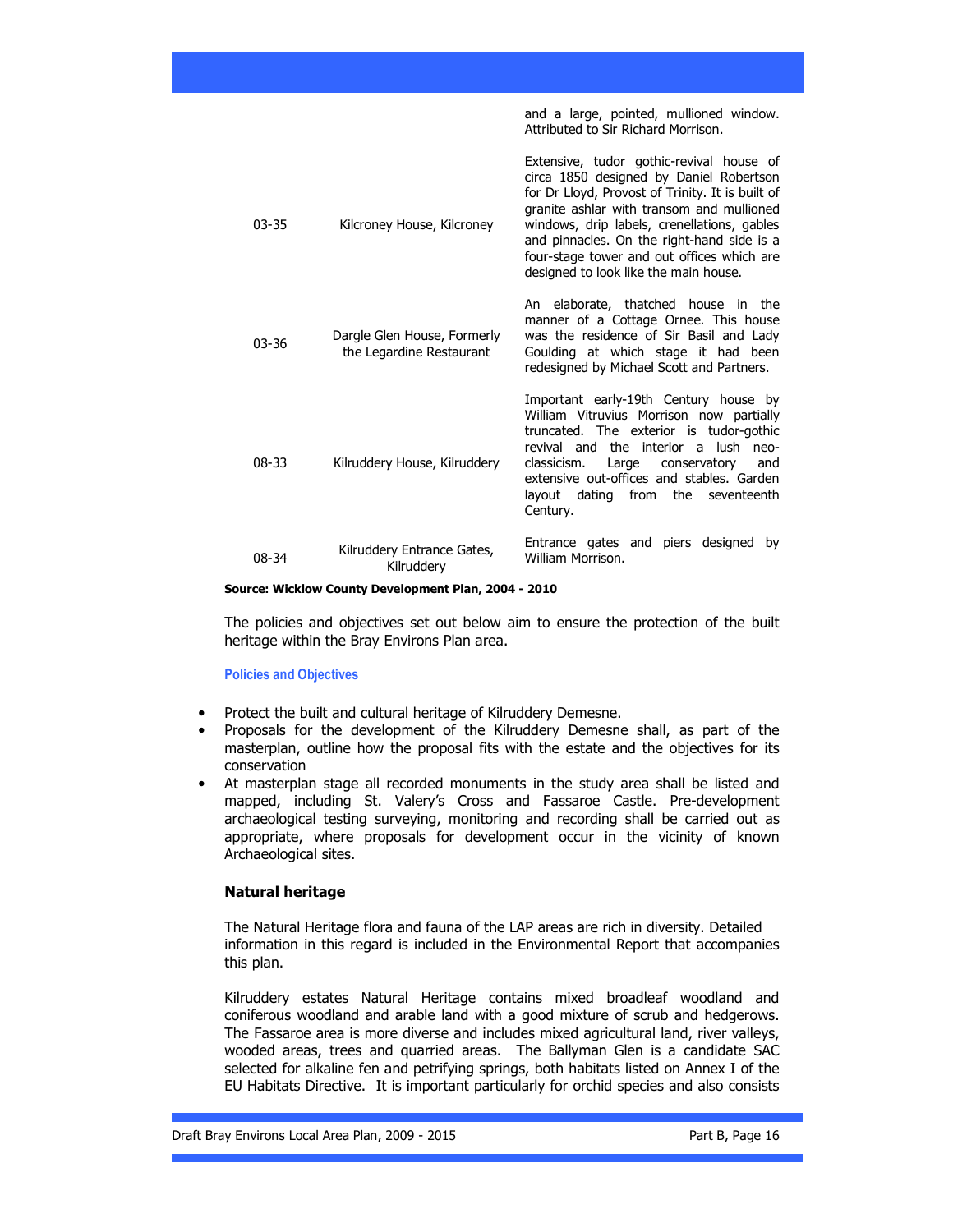| | | |
|---|---|---|
| | | and a large, pointed, mullioned window. Attributed to Sir Richard Morrison. |
| 03-35 | Kilcroney House, Kilcroney | Extensive, tudor gothic-revival house of circa 1850 designed by Daniel Robertson for Dr Lloyd, Provost of Trinity. It is built of granite ashlar with transom and mullioned windows, drip labels, crenellations, gables and pinnacles. On the right-hand side is a four-stage tower and out offices which are designed to look like the main house. |
| 03-36 | Dargle Glen House, Formerly the Legardine Restaurant | An elaborate, thatched house in the manner of a Cottage Ornee. This house was the residence of Sir Basil and Lady Goulding at which stage it had been redesigned by Michael Scott and Partners. |
| 08-33 | Kilruddery House, Kilruddery | Important early-19th Century house by William Vitruvius Morrison now partially truncated. The exterior is tudor-gothic revival and the interior a lush neo-classicism. Large conservatory and extensive out-offices and stables. Garden layout dating from the seventeenth Century. |
| 08-34 | Kilruddery Entrance Gates, Kilruddery | Entrance gates and piers designed by William Morrison. |

**Source: Wicklow County Development Plan, 2004 - 2010**

The policies and objectives set out below aim to ensure the protection of the built heritage within the Bray Environs Plan area.

**Policies and Objectives**

- Protect the built and cultural heritage of Kilruddery Demesne.
- Proposals for the development of the Kilruddery Demesne shall, as part of the masterplan, outline how the proposal fits with the estate and the objectives for its conservation
- At masterplan stage all recorded monuments in the study area shall be listed and mapped, including St. Valery's Cross and Fassaroe Castle. Pre-development archaeological testing surveying, monitoring and recording shall be carried out as appropriate, where proposals for development occur in the vicinity of known Archaeological sites.

### Natural heritage

The Natural Heritage flora and fauna of the LAP areas are rich in diversity. Detailed information in this regard is included in the Environmental Report that accompanies this plan.

Kilruddery estates Natural Heritage contains mixed broadleaf woodland and coniferous woodland and arable land with a good mixture of scrub and hedgerows. The Fassaroe area is more diverse and includes mixed agricultural land, river valleys, wooded areas, trees and quarried areas. The Ballyman Glen is a candidate SAC selected for alkaline fen and petrifying springs, both habitats listed on Annex I of the EU Habitats Directive. It is important particularly for orchid species and also consists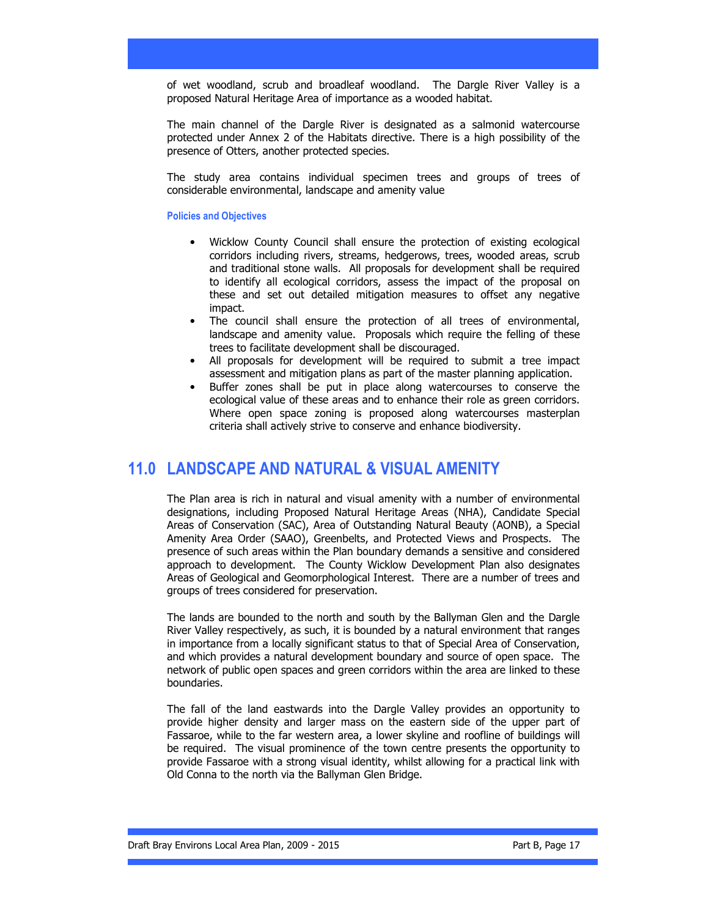of wet woodland, scrub and broadleaf woodland. The Dargle River Valley is a proposed Natural Heritage Area of importance as a wooded habitat.

The main channel of the Dargle River is designated as a salmonid watercourse protected under Annex 2 of the Habitats directive. There is a high possibility of the presence of Otters, another protected species.

The study area contains individual specimen trees and groups of trees of considerable environmental, landscape and amenity value

#### Policies and Objectives

- Wicklow County Council shall ensure the protection of existing ecological corridors including rivers, streams, hedgerows, trees, wooded areas, scrub and traditional stone walls. All proposals for development shall be required to identify all ecological corridors, assess the impact of the proposal on these and set out detailed mitigation measures to offset any negative impact.
- The council shall ensure the protection of all trees of environmental, landscape and amenity value. Proposals which require the felling of these trees to facilitate development shall be discouraged.
- All proposals for development will be required to submit a tree impact assessment and mitigation plans as part of the master planning application.
- Buffer zones shall be put in place along watercourses to conserve the ecological value of these areas and to enhance their role as green corridors. Where open space zoning is proposed along watercourses masterplan criteria shall actively strive to conserve and enhance biodiversity.

## 11.0 LANDSCAPE AND NATURAL & VISUAL AMENITY

The Plan area is rich in natural and visual amenity with a number of environmental designations, including Proposed Natural Heritage Areas (NHA), Candidate Special Areas of Conservation (SAC), Area of Outstanding Natural Beauty (AONB), a Special Amenity Area Order (SAAO), Greenbelts, and Protected Views and Prospects. The presence of such areas within the Plan boundary demands a sensitive and considered approach to development. The County Wicklow Development Plan also designates Areas of Geological and Geomorphological Interest. There are a number of trees and groups of trees considered for preservation.

The lands are bounded to the north and south by the Ballyman Glen and the Dargle River Valley respectively, as such, it is bounded by a natural environment that ranges in importance from a locally significant status to that of Special Area of Conservation, and which provides a natural development boundary and source of open space. The network of public open spaces and green corridors within the area are linked to these boundaries.

The fall of the land eastwards into the Dargle Valley provides an opportunity to provide higher density and larger mass on the eastern side of the upper part of Fassaroe, while to the far western area, a lower skyline and roofline of buildings will be required. The visual prominence of the town centre presents the opportunity to provide Fassaroe with a strong visual identity, whilst allowing for a practical link with Old Conna to the north via the Ballyman Glen Bridge.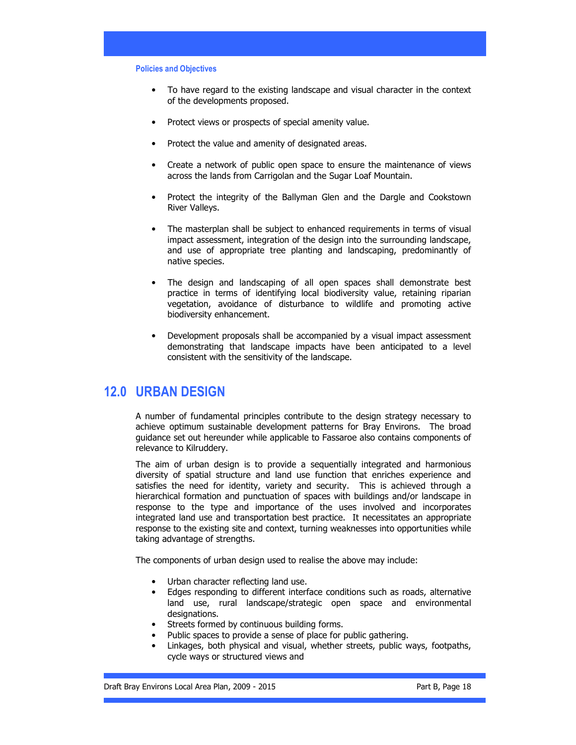**Policies and Objectives**

- To have regard to the existing landscape and visual character in the context of the developments proposed.

- Protect views or prospects of special amenity value.

- Protect the value and amenity of designated areas.

- Create a network of public open space to ensure the maintenance of views across the lands from Carrigolan and the Sugar Loaf Mountain.

- Protect the integrity of the Ballyman Glen and the Dargle and Cookstown River Valleys.

- The masterplan shall be subject to enhanced requirements in terms of visual impact assessment, integration of the design into the surrounding landscape, and use of appropriate tree planting and landscaping, predominantly of native species.

- The design and landscaping of all open spaces shall demonstrate best practice in terms of identifying local biodiversity value, retaining riparian vegetation, avoidance of disturbance to wildlife and promoting active biodiversity enhancement.

- Development proposals shall be accompanied by a visual impact assessment demonstrating that landscape impacts have been anticipated to a level consistent with the sensitivity of the landscape.

# 12.0 URBAN DESIGN

A number of fundamental principles contribute to the design strategy necessary to achieve optimum sustainable development patterns for Bray Environs. The broad guidance set out hereunder while applicable to Fassaroe also contains components of relevance to Kilruddery.

The aim of urban design is to provide a sequentially integrated and harmonious diversity of spatial structure and land use function that enriches experience and satisfies the need for identity, variety and security. This is achieved through a hierarchical formation and punctuation of spaces with buildings and/or landscape in response to the type and importance of the uses involved and incorporates integrated land use and transportation best practice. It necessitates an appropriate response to the existing site and context, turning weaknesses into opportunities while taking advantage of strengths.

The components of urban design used to realise the above may include:

- Urban character reflecting land use.
- Edges responding to different interface conditions such as roads, alternative land use, rural landscape/strategic open space and environmental designations.
- Streets formed by continuous building forms.
- Public spaces to provide a sense of place for public gathering.
- Linkages, both physical and visual, whether streets, public ways, footpaths, cycle ways or structured views and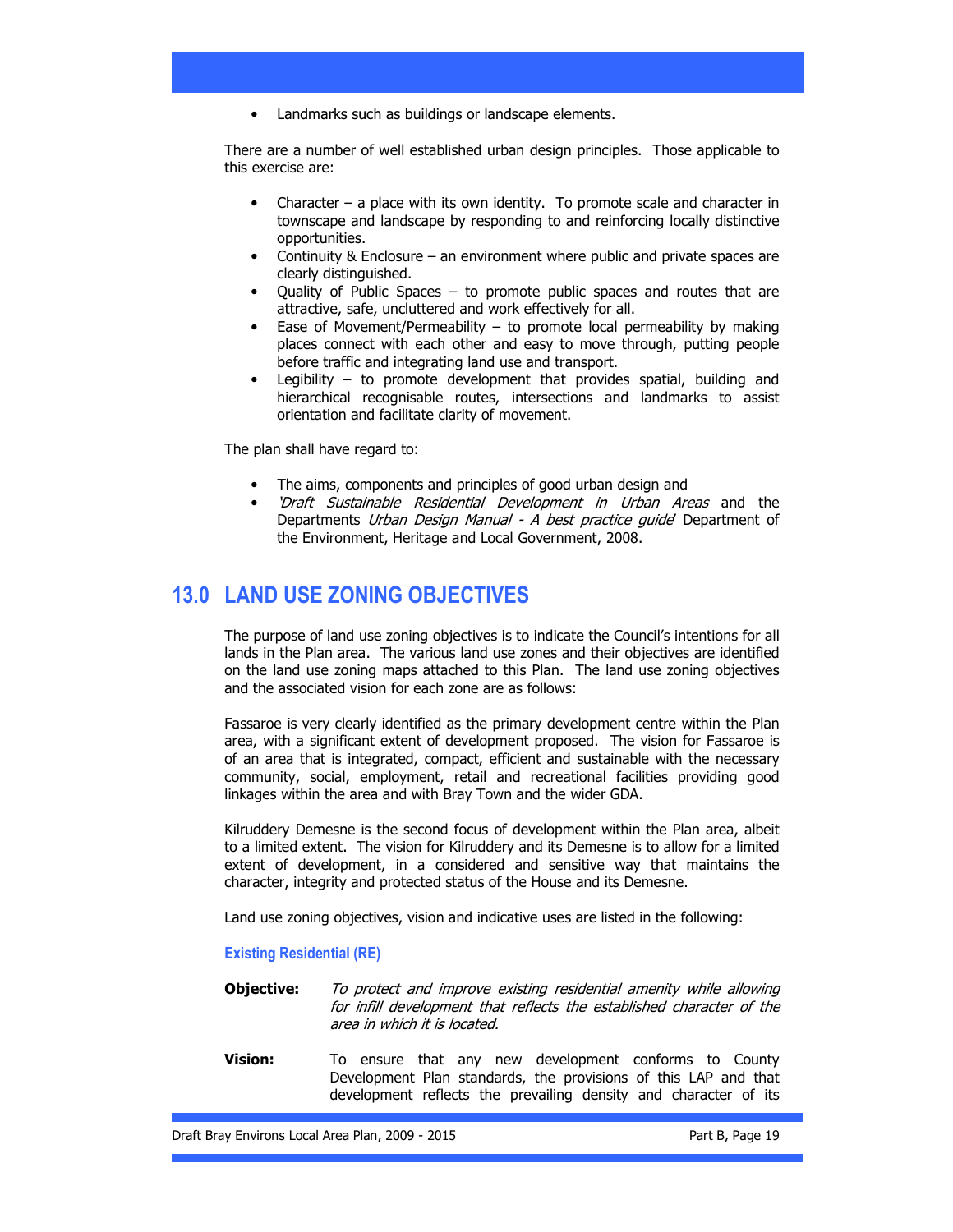- Landmarks such as buildings or landscape elements.

There are a number of well established urban design principles. Those applicable to this exercise are:

- Character – a place with its own identity. To promote scale and character in townscape and landscape by responding to and reinforcing locally distinctive opportunities.
- Continuity & Enclosure – an environment where public and private spaces are clearly distinguished.
- Quality of Public Spaces – to promote public spaces and routes that are attractive, safe, uncluttered and work effectively for all.
- Ease of Movement/Permeability – to promote local permeability by making places connect with each other and easy to move through, putting people before traffic and integrating land use and transport.
- Legibility – to promote development that provides spatial, building and hierarchical recognisable routes, intersections and landmarks to assist orientation and facilitate clarity of movement.

The plan shall have regard to:

- The aims, components and principles of good urban design and
- *'Draft Sustainable Residential Development in Urban Areas* and the Departments *Urban Design Manual - A best practice guide'* Department of the Environment, Heritage and Local Government, 2008.

## 13.0 LAND USE ZONING OBJECTIVES

The purpose of land use zoning objectives is to indicate the Council's intentions for all lands in the Plan area. The various land use zones and their objectives are identified on the land use zoning maps attached to this Plan. The land use zoning objectives and the associated vision for each zone are as follows:

Fassaroe is very clearly identified as the primary development centre within the Plan area, with a significant extent of development proposed. The vision for Fassaroe is of an area that is integrated, compact, efficient and sustainable with the necessary community, social, employment, retail and recreational facilities providing good linkages within the area and with Bray Town and the wider GDA.

Kilruddery Demesne is the second focus of development within the Plan area, albeit to a limited extent. The vision for Kilruddery and its Demesne is to allow for a limited extent of development, in a considered and sensitive way that maintains the character, integrity and protected status of the House and its Demesne.

Land use zoning objectives, vision and indicative uses are listed in the following:

#### Existing Residential (RE)

**Objective:** *To protect and improve existing residential amenity while allowing for infill development that reflects the established character of the area in which it is located.*

**Vision:** To ensure that any new development conforms to County Development Plan standards, the provisions of this LAP and that development reflects the prevailing density and character of its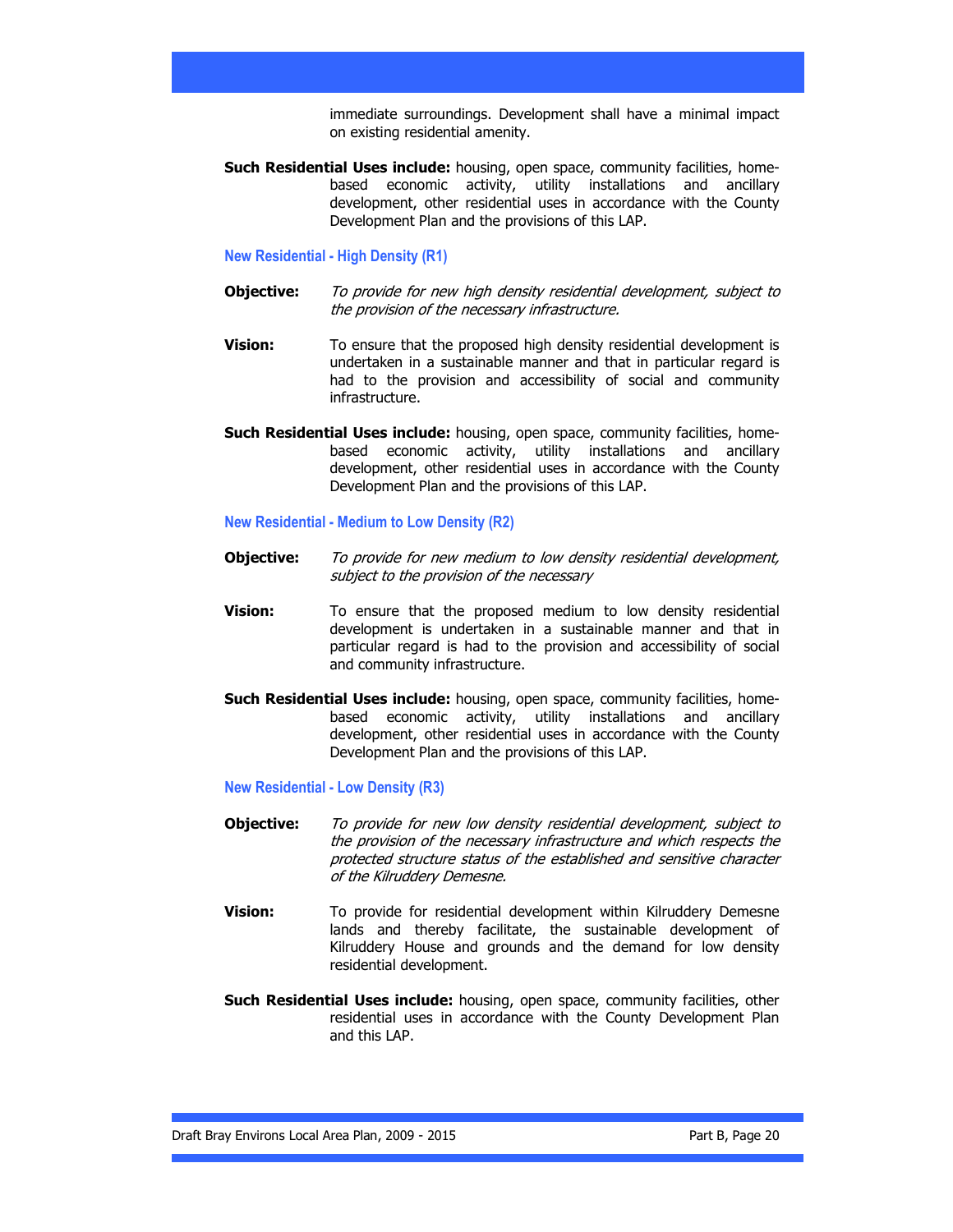immediate surroundings. Development shall have a minimal impact on existing residential amenity.

**Such Residential Uses include:** housing, open space, community facilities, home-based economic activity, utility installations and ancillary development, other residential uses in accordance with the County Development Plan and the provisions of this LAP.

### New Residential - High Density (R1)

**Objective:** *To provide for new high density residential development, subject to the provision of the necessary infrastructure.*

**Vision:** To ensure that the proposed high density residential development is undertaken in a sustainable manner and that in particular regard is had to the provision and accessibility of social and community infrastructure.

**Such Residential Uses include:** housing, open space, community facilities, home-based economic activity, utility installations and ancillary development, other residential uses in accordance with the County Development Plan and the provisions of this LAP.

### New Residential - Medium to Low Density (R2)

**Objective:** *To provide for new medium to low density residential development, subject to the provision of the necessary*

**Vision:** To ensure that the proposed medium to low density residential development is undertaken in a sustainable manner and that in particular regard is had to the provision and accessibility of social and community infrastructure.

**Such Residential Uses include:** housing, open space, community facilities, home-based economic activity, utility installations and ancillary development, other residential uses in accordance with the County Development Plan and the provisions of this LAP.

### New Residential - Low Density (R3)

**Objective:** *To provide for new low density residential development, subject to the provision of the necessary infrastructure and which respects the protected structure status of the established and sensitive character of the Kilruddery Demesne.*

**Vision:** To provide for residential development within Kilruddery Demesne lands and thereby facilitate, the sustainable development of Kilruddery House and grounds and the demand for low density residential development.

**Such Residential Uses include:** housing, open space, community facilities, other residential uses in accordance with the County Development Plan and this LAP.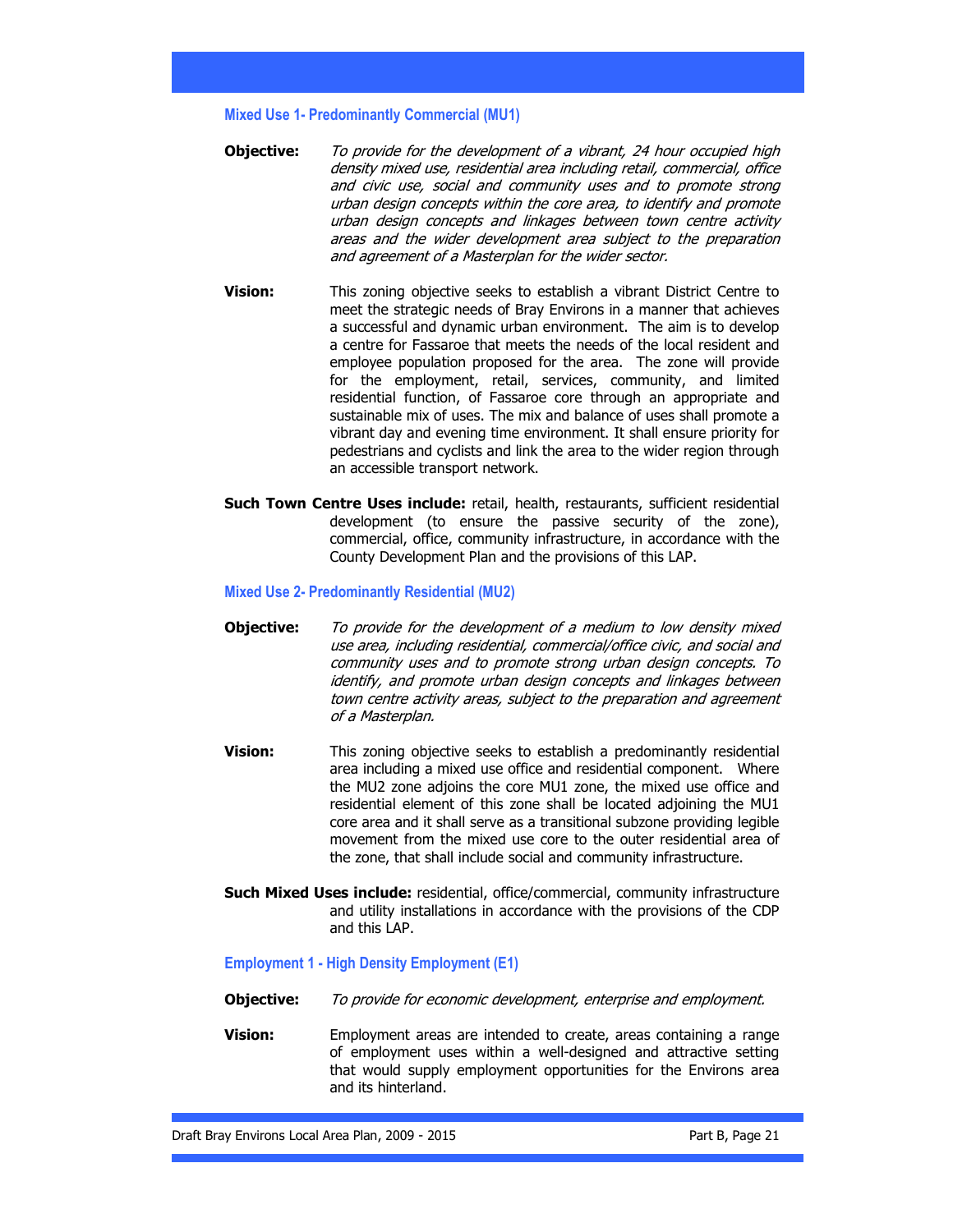### Mixed Use 1- Predominantly Commercial (MU1)

**Objective:** *To provide for the development of a vibrant, 24 hour occupied high density mixed use, residential area including retail, commercial, office and civic use, social and community uses and to promote strong urban design concepts within the core area, to identify and promote urban design concepts and linkages between town centre activity areas and the wider development area subject to the preparation and agreement of a Masterplan for the wider sector.*

**Vision:** This zoning objective seeks to establish a vibrant District Centre to meet the strategic needs of Bray Environs in a manner that achieves a successful and dynamic urban environment. The aim is to develop a centre for Fassaroe that meets the needs of the local resident and employee population proposed for the area. The zone will provide for the employment, retail, services, community, and limited residential function, of Fassaroe core through an appropriate and sustainable mix of uses. The mix and balance of uses shall promote a vibrant day and evening time environment. It shall ensure priority for pedestrians and cyclists and link the area to the wider region through an accessible transport network.

**Such Town Centre Uses include:** retail, health, restaurants, sufficient residential development (to ensure the passive security of the zone), commercial, office, community infrastructure, in accordance with the County Development Plan and the provisions of this LAP.

### Mixed Use 2- Predominantly Residential (MU2)

**Objective:** *To provide for the development of a medium to low density mixed use area, including residential, commercial/office civic, and social and community uses and to promote strong urban design concepts. To identify, and promote urban design concepts and linkages between town centre activity areas, subject to the preparation and agreement of a Masterplan.*

**Vision:** This zoning objective seeks to establish a predominantly residential area including a mixed use office and residential component. Where the MU2 zone adjoins the core MU1 zone, the mixed use office and residential element of this zone shall be located adjoining the MU1 core area and it shall serve as a transitional subzone providing legible movement from the mixed use core to the outer residential area of the zone, that shall include social and community infrastructure.

**Such Mixed Uses include:** residential, office/commercial, community infrastructure and utility installations in accordance with the provisions of the CDP and this LAP.

### Employment 1 - High Density Employment (E1)

**Objective:** *To provide for economic development, enterprise and employment.*

**Vision:** Employment areas are intended to create, areas containing a range of employment uses within a well-designed and attractive setting that would supply employment opportunities for the Environs area and its hinterland.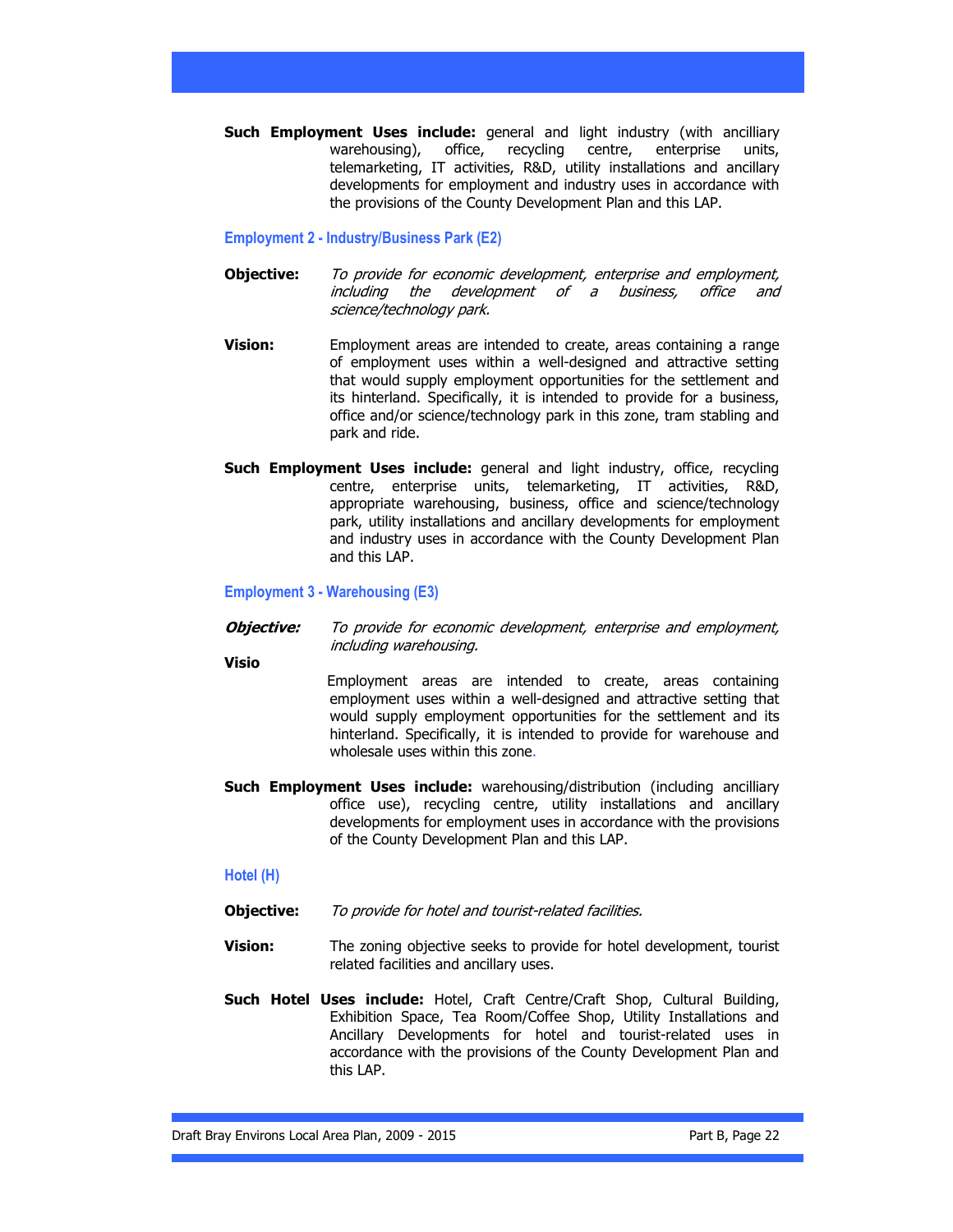**Such Employment Uses include:** general and light industry (with ancilliary warehousing), office, recycling centre, enterprise units, telemarketing, IT activities, R&D, utility installations and ancillary developments for employment and industry uses in accordance with the provisions of the County Development Plan and this LAP.

### Employment 2 - Industry/Business Park (E2)

**Objective:** *To provide for economic development, enterprise and employment, including the development of a business, office and science/technology park.*

**Vision:** Employment areas are intended to create, areas containing a range of employment uses within a well-designed and attractive setting that would supply employment opportunities for the settlement and its hinterland. Specifically, it is intended to provide for a business, office and/or science/technology park in this zone, tram stabling and park and ride.

**Such Employment Uses include:** general and light industry, office, recycling centre, enterprise units, telemarketing, IT activities, R&D, appropriate warehousing, business, office and science/technology park, utility installations and ancillary developments for employment and industry uses in accordance with the County Development Plan and this LAP.

### Employment 3 - Warehousing (E3)

***Objective:*** *To provide for economic development, enterprise and employment, including warehousing.*

**Visio**

Employment areas are intended to create, areas containing employment uses within a well-designed and attractive setting that would supply employment opportunities for the settlement and its hinterland. Specifically, it is intended to provide for warehouse and wholesale uses within this zone.

**Such Employment Uses include:** warehousing/distribution (including ancilliary office use), recycling centre, utility installations and ancillary developments for employment uses in accordance with the provisions of the County Development Plan and this LAP.

### Hotel (H)

**Objective:** *To provide for hotel and tourist-related facilities.*

**Vision:** The zoning objective seeks to provide for hotel development, tourist related facilities and ancillary uses.

**Such Hotel Uses include:** Hotel, Craft Centre/Craft Shop, Cultural Building, Exhibition Space, Tea Room/Coffee Shop, Utility Installations and Ancillary Developments for hotel and tourist-related uses in accordance with the provisions of the County Development Plan and this LAP.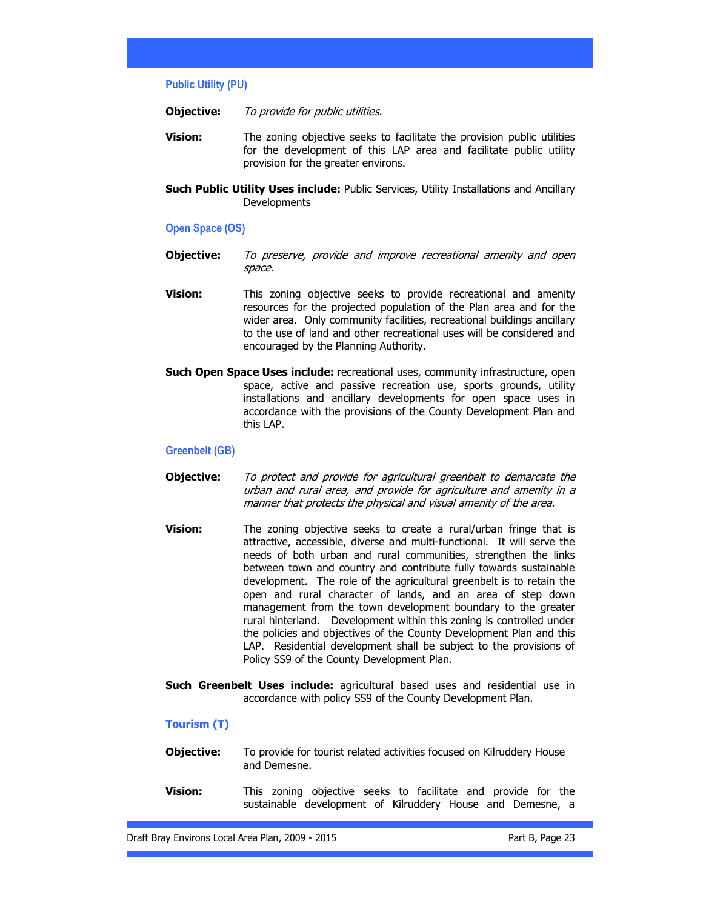### Public Utility (PU)

**Objective:** *To provide for public utilities.*

**Vision:** The zoning objective seeks to facilitate the provision public utilities for the development of this LAP area and facilitate public utility provision for the greater environs.

**Such Public Utility Uses include:** Public Services, Utility Installations and Ancillary Developments

### Open Space (OS)

**Objective:** *To preserve, provide and improve recreational amenity and open space.*

**Vision:** This zoning objective seeks to provide recreational and amenity resources for the projected population of the Plan area and for the wider area. Only community facilities, recreational buildings ancillary to the use of land and other recreational uses will be considered and encouraged by the Planning Authority.

**Such Open Space Uses include:** recreational uses, community infrastructure, open space, active and passive recreation use, sports grounds, utility installations and ancillary developments for open space uses in accordance with the provisions of the County Development Plan and this LAP.

### Greenbelt (GB)

**Objective:** *To protect and provide for agricultural greenbelt to demarcate the urban and rural area, and provide for agriculture and amenity in a manner that protects the physical and visual amenity of the area.*

**Vision:** The zoning objective seeks to create a rural/urban fringe that is attractive, accessible, diverse and multi-functional. It will serve the needs of both urban and rural communities, strengthen the links between town and country and contribute fully towards sustainable development. The role of the agricultural greenbelt is to retain the open and rural character of lands, and an area of step down management from the town development boundary to the greater rural hinterland. Development within this zoning is controlled under the policies and objectives of the County Development Plan and this LAP. Residential development shall be subject to the provisions of Policy SS9 of the County Development Plan.

**Such Greenbelt Uses include:** agricultural based uses and residential use in accordance with policy SS9 of the County Development Plan.

### Tourism (T)

**Objective:** To provide for tourist related activities focused on Kilruddery House and Demesne.

**Vision:** This zoning objective seeks to facilitate and provide for the sustainable development of Kilruddery House and Demesne, a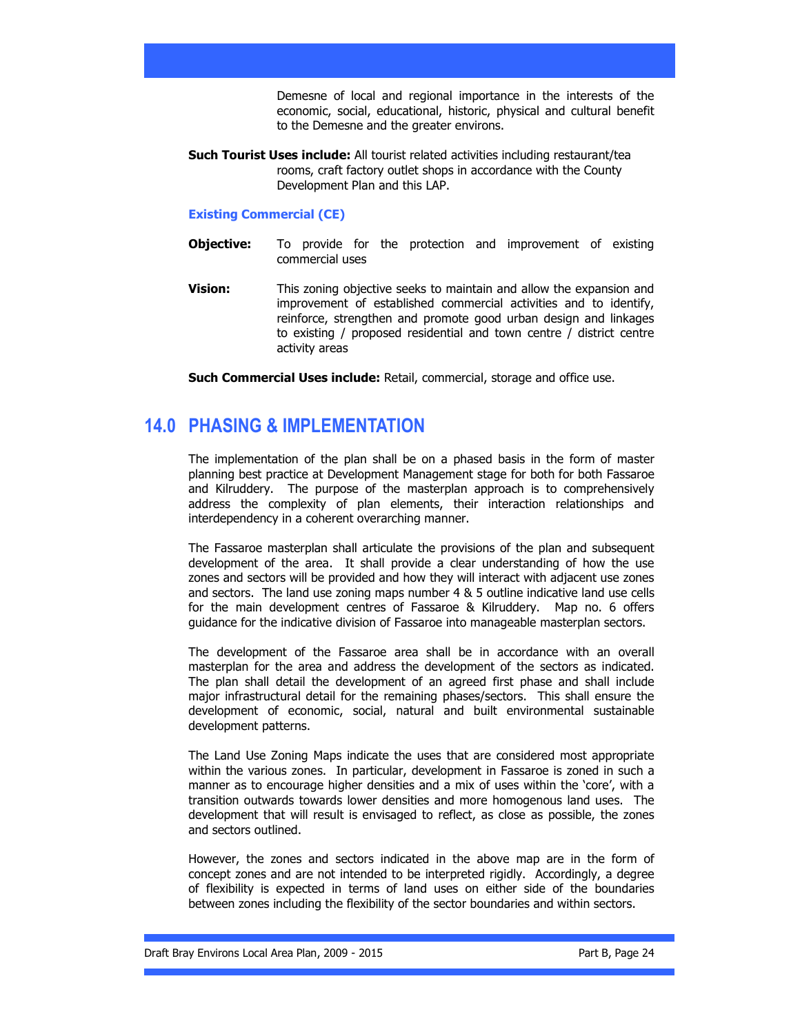Demesne of local and regional importance in the interests of the economic, social, educational, historic, physical and cultural benefit to the Demesne and the greater environs.

**Such Tourist Uses include:** All tourist related activities including restaurant/tea rooms, craft factory outlet shops in accordance with the County Development Plan and this LAP.

### Existing Commercial (CE)

**Objective:** To provide for the protection and improvement of existing commercial uses

**Vision:** This zoning objective seeks to maintain and allow the expansion and improvement of established commercial activities and to identify, reinforce, strengthen and promote good urban design and linkages to existing / proposed residential and town centre / district centre activity areas

**Such Commercial Uses include:** Retail, commercial, storage and office use.

## 14.0 PHASING & IMPLEMENTATION

The implementation of the plan shall be on a phased basis in the form of master planning best practice at Development Management stage for both for both Fassaroe and Kilruddery. The purpose of the masterplan approach is to comprehensively address the complexity of plan elements, their interaction relationships and interdependency in a coherent overarching manner.

The Fassaroe masterplan shall articulate the provisions of the plan and subsequent development of the area. It shall provide a clear understanding of how the use zones and sectors will be provided and how they will interact with adjacent use zones and sectors. The land use zoning maps number 4 & 5 outline indicative land use cells for the main development centres of Fassaroe & Kilruddery. Map no. 6 offers guidance for the indicative division of Fassaroe into manageable masterplan sectors.

The development of the Fassaroe area shall be in accordance with an overall masterplan for the area and address the development of the sectors as indicated. The plan shall detail the development of an agreed first phase and shall include major infrastructural detail for the remaining phases/sectors. This shall ensure the development of economic, social, natural and built environmental sustainable development patterns.

The Land Use Zoning Maps indicate the uses that are considered most appropriate within the various zones. In particular, development in Fassaroe is zoned in such a manner as to encourage higher densities and a mix of uses within the 'core', with a transition outwards towards lower densities and more homogenous land uses. The development that will result is envisaged to reflect, as close as possible, the zones and sectors outlined.

However, the zones and sectors indicated in the above map are in the form of concept zones and are not intended to be interpreted rigidly. Accordingly, a degree of flexibility is expected in terms of land uses on either side of the boundaries between zones including the flexibility of the sector boundaries and within sectors.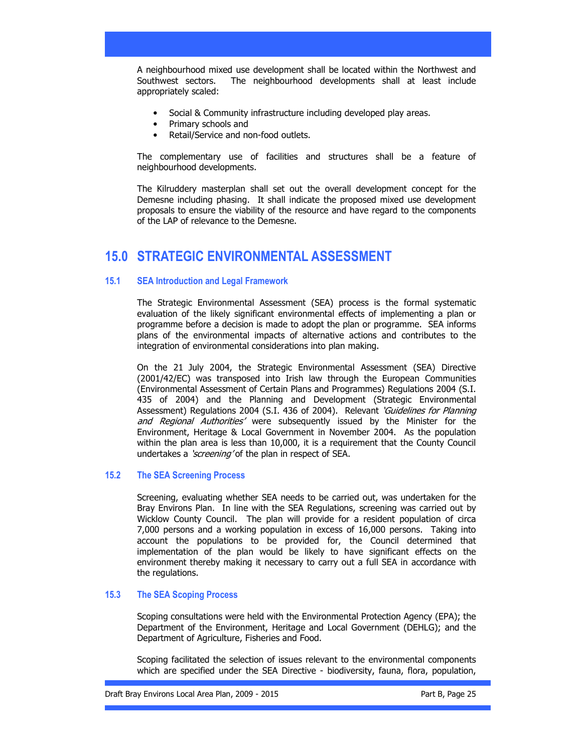A neighbourhood mixed use development shall be located within the Northwest and Southwest sectors. The neighbourhood developments shall at least include appropriately scaled:

- Social & Community infrastructure including developed play areas.
- Primary schools and
- Retail/Service and non-food outlets.

The complementary use of facilities and structures shall be a feature of neighbourhood developments.

The Kilruddery masterplan shall set out the overall development concept for the Demesne including phasing. It shall indicate the proposed mixed use development proposals to ensure the viability of the resource and have regard to the components of the LAP of relevance to the Demesne.

# 15.0 STRATEGIC ENVIRONMENTAL ASSESSMENT

## 15.1 SEA Introduction and Legal Framework

The Strategic Environmental Assessment (SEA) process is the formal systematic evaluation of the likely significant environmental effects of implementing a plan or programme before a decision is made to adopt the plan or programme. SEA informs plans of the environmental impacts of alternative actions and contributes to the integration of environmental considerations into plan making.

On the 21 July 2004, the Strategic Environmental Assessment (SEA) Directive (2001/42/EC) was transposed into Irish law through the European Communities (Environmental Assessment of Certain Plans and Programmes) Regulations 2004 (S.I. 435 of 2004) and the Planning and Development (Strategic Environmental Assessment) Regulations 2004 (S.I. 436 of 2004). Relevant *'Guidelines for Planning and Regional Authorities'* were subsequently issued by the Minister for the Environment, Heritage & Local Government in November 2004. As the population within the plan area is less than 10,000, it is a requirement that the County Council undertakes a *'screening'* of the plan in respect of SEA.

## 15.2 The SEA Screening Process

Screening, evaluating whether SEA needs to be carried out, was undertaken for the Bray Environs Plan. In line with the SEA Regulations, screening was carried out by Wicklow County Council. The plan will provide for a resident population of circa 7,000 persons and a working population in excess of 16,000 persons. Taking into account the populations to be provided for, the Council determined that implementation of the plan would be likely to have significant effects on the environment thereby making it necessary to carry out a full SEA in accordance with the regulations.

## 15.3 The SEA Scoping Process

Scoping consultations were held with the Environmental Protection Agency (EPA); the Department of the Environment, Heritage and Local Government (DEHLG); and the Department of Agriculture, Fisheries and Food.

Scoping facilitated the selection of issues relevant to the environmental components which are specified under the SEA Directive - biodiversity, fauna, flora, population,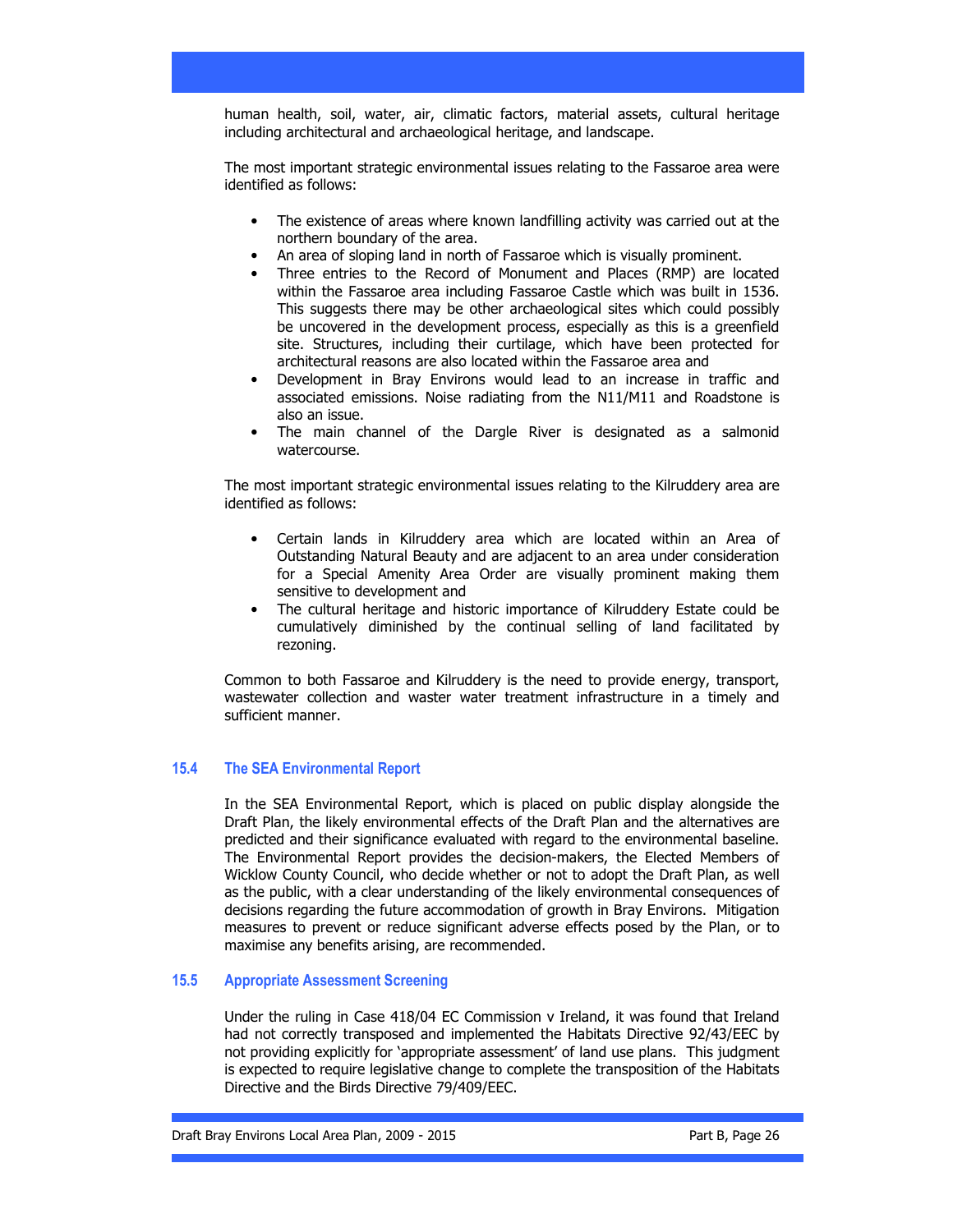human health, soil, water, air, climatic factors, material assets, cultural heritage including architectural and archaeological heritage, and landscape.

The most important strategic environmental issues relating to the Fassaroe area were identified as follows:

- The existence of areas where known landfilling activity was carried out at the northern boundary of the area.
- An area of sloping land in north of Fassaroe which is visually prominent.
- Three entries to the Record of Monument and Places (RMP) are located within the Fassaroe area including Fassaroe Castle which was built in 1536. This suggests there may be other archaeological sites which could possibly be uncovered in the development process, especially as this is a greenfield site. Structures, including their curtilage, which have been protected for architectural reasons are also located within the Fassaroe area and
- Development in Bray Environs would lead to an increase in traffic and associated emissions. Noise radiating from the N11/M11 and Roadstone is also an issue.
- The main channel of the Dargle River is designated as a salmonid watercourse.

The most important strategic environmental issues relating to the Kilruddery area are identified as follows:

- Certain lands in Kilruddery area which are located within an Area of Outstanding Natural Beauty and are adjacent to an area under consideration for a Special Amenity Area Order are visually prominent making them sensitive to development and
- The cultural heritage and historic importance of Kilruddery Estate could be cumulatively diminished by the continual selling of land facilitated by rezoning.

Common to both Fassaroe and Kilruddery is the need to provide energy, transport, wastewater collection and waster water treatment infrastructure in a timely and sufficient manner.

## 15.4 The SEA Environmental Report

In the SEA Environmental Report, which is placed on public display alongside the Draft Plan, the likely environmental effects of the Draft Plan and the alternatives are predicted and their significance evaluated with regard to the environmental baseline. The Environmental Report provides the decision-makers, the Elected Members of Wicklow County Council, who decide whether or not to adopt the Draft Plan, as well as the public, with a clear understanding of the likely environmental consequences of decisions regarding the future accommodation of growth in Bray Environs. Mitigation measures to prevent or reduce significant adverse effects posed by the Plan, or to maximise any benefits arising, are recommended.

## 15.5 Appropriate Assessment Screening

Under the ruling in Case 418/04 EC Commission v Ireland, it was found that Ireland had not correctly transposed and implemented the Habitats Directive 92/43/EEC by not providing explicitly for 'appropriate assessment' of land use plans. This judgment is expected to require legislative change to complete the transposition of the Habitats Directive and the Birds Directive 79/409/EEC.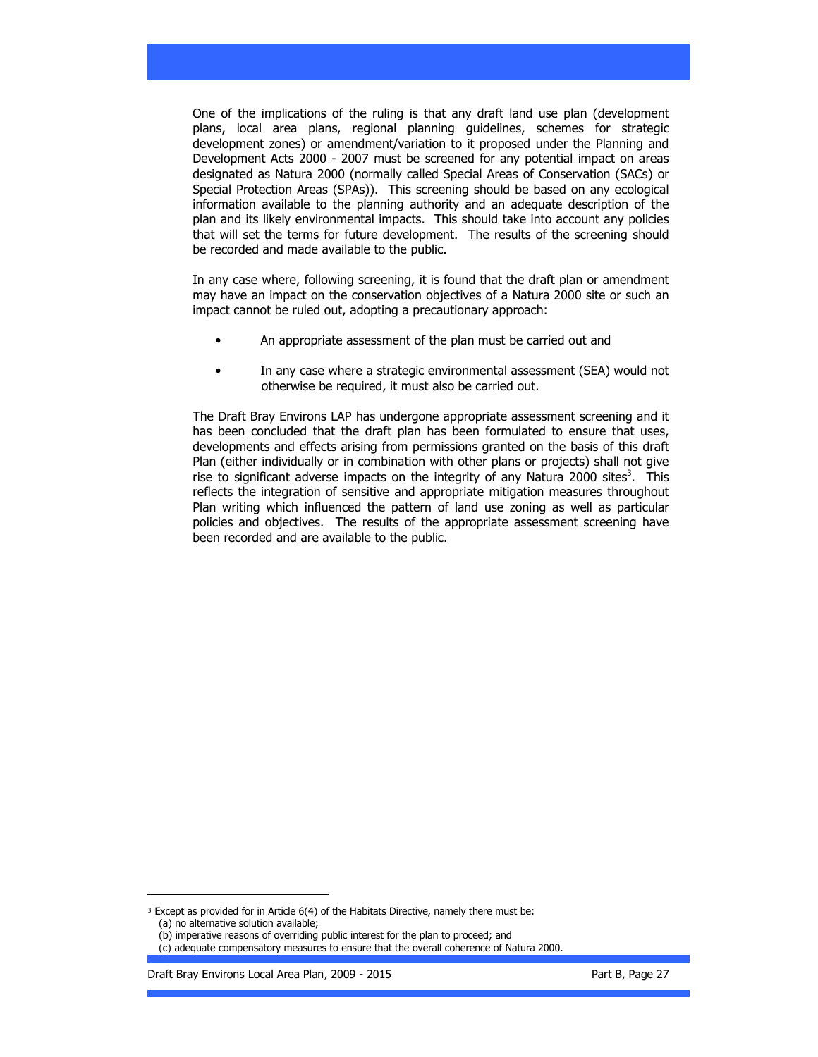One of the implications of the ruling is that any draft land use plan (development plans, local area plans, regional planning guidelines, schemes for strategic development zones) or amendment/variation to it proposed under the Planning and Development Acts 2000 - 2007 must be screened for any potential impact on areas designated as Natura 2000 (normally called Special Areas of Conservation (SACs) or Special Protection Areas (SPAs)). This screening should be based on any ecological information available to the planning authority and an adequate description of the plan and its likely environmental impacts. This should take into account any policies that will set the terms for future development. The results of the screening should be recorded and made available to the public.

In any case where, following screening, it is found that the draft plan or amendment may have an impact on the conservation objectives of a Natura 2000 site or such an impact cannot be ruled out, adopting a precautionary approach:

- An appropriate assessment of the plan must be carried out and
- In any case where a strategic environmental assessment (SEA) would not otherwise be required, it must also be carried out.

The Draft Bray Environs LAP has undergone appropriate assessment screening and it has been concluded that the draft plan has been formulated to ensure that uses, developments and effects arising from permissions granted on the basis of this draft Plan (either individually or in combination with other plans or projects) shall not give rise to significant adverse impacts on the integrity of any Natura 2000 sites[3]. This reflects the integration of sensitive and appropriate mitigation measures throughout Plan writing which influenced the pattern of land use zoning as well as particular policies and objectives. The results of the appropriate assessment screening have been recorded and are available to the public.

[3] Except as provided for in Article 6(4) of the Habitats Directive, namely there must be:
(a) no alternative solution available;
(b) imperative reasons of overriding public interest for the plan to proceed; and
(c) adequate compensatory measures to ensure that the overall coherence of Natura 2000.